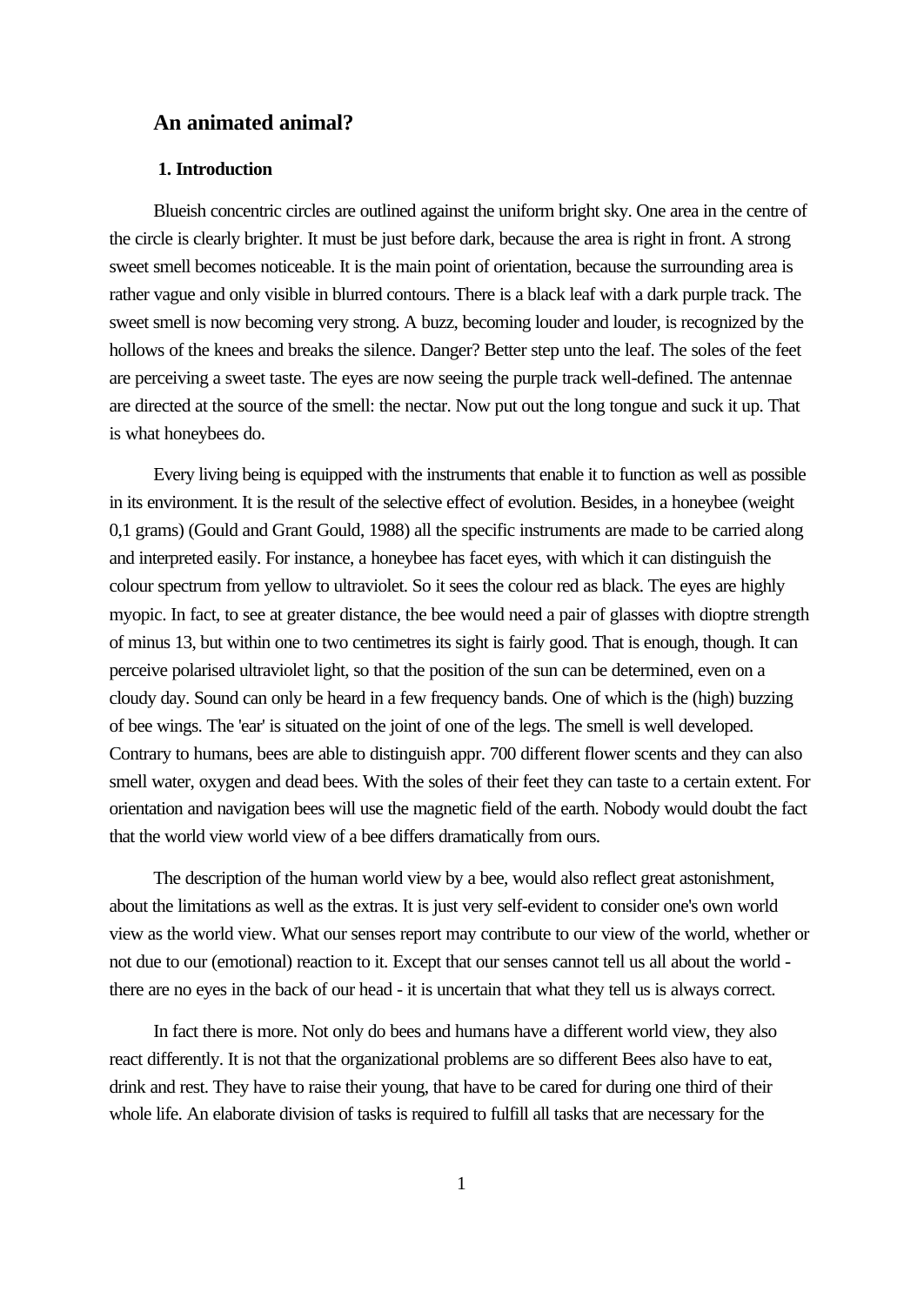# An animated animal?

## 1. Introduction

Blueish concentric circles are outlined against the uniform bright sky. One area in the centre of the circle is clearly brighter. It must be just before dark, because the area is right in front. A strong sweet smell becomes noticeable. It is the main point of orientation, because the surrounding area is rather vague and only visible in blurred contours. There is a black leaf with a dark purple track. The sweet smell is now becoming very strong. A buzz, becoming louder and louder, is recognized by the hollows of the knees and breaks the silence. Danger? Better step unto the leaf. The soles of the feet are perceiving a sweet taste. The eyes are now seeing the purple track well-defined. The antennae are directed at the source of the smell: the nectar. Now put out the long tongue and suck it up. That is what honeybees do.

Every living being is equipped with the instruments that enable it to function as well as possible in its environment. It is the result of the selective effect of evolution. Besides, in a honeybee (weight 0,1 grams) (Gould and Grant Gould, 1988) all the specific instruments are made to be carried along and interpreted easily. For instance, a honeybee has facet eyes, with which it can distinguish the colour spectrum from yellow to ultraviolet. So it sees the colour red as black. The eyes are highly myopic. In fact, to see at greater distance, the bee would need a pair of glasses with dioptre strength of minus 13, but within one to two centimetres its sight is fairly good. That is enough, though. It can perceive polarised ultraviolet light, so that the position of the sun can be determined, even on a cloudy day. Sound can only be heard in a few frequency bands. One of which is the (high) buzzing of bee wings. The 'ear' is situated on the joint of one of the legs. The smell is well developed. Contrary to humans, bees are able to distinguish appr. 700 different flower scents and they can also smell water, oxygen and dead bees. With the soles of their feet they can taste to a certain extent. For orientation and navigation bees will use the magnetic field of the earth. Nobody would doubt the fact that the world view world view of a bee differs dramatically from ours.

The description of the human world view by a bee, would also reflect great astonishment, about the limitations as well as the extras. It is just very self-evident to consider one's own world view as the world view. What our senses report may contribute to our view of the world, whether or not due to our (emotional) reaction to it. Except that our senses cannot tell us all about the world - there are no eyes in the back of our head - it is uncertain that what they tell us is always correct.

In fact there is more. Not only do bees and humans have a different world view, they also react differently. It is not that the organizational problems are so different Bees also have to eat, drink and rest. They have to raise their young, that have to be cared for during one third of their whole life. An elaborate division of tasks is required to fulfill all tasks that are necessary for the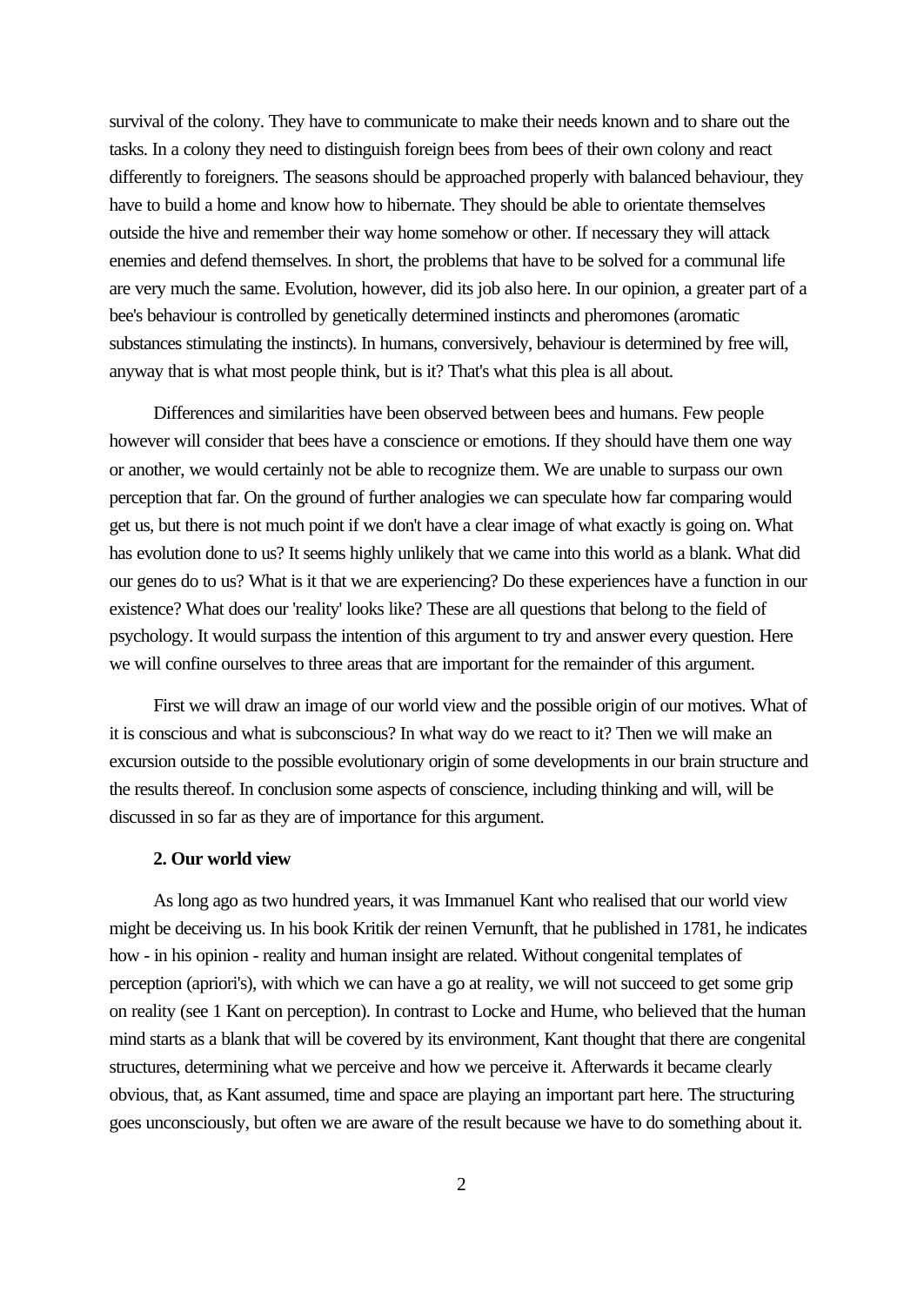survival of the colony. They have to communicate to make their needs known and to share out the tasks. In a colony they need to distinguish foreign bees from bees of their own colony and react differently to foreigners. The seasons should be approached properly with balanced behaviour, they have to build a home and know how to hibernate. They should be able to orientate themselves outside the hive and remember their way home somehow or other. If necessary they will attack enemies and defend themselves. In short, the problems that have to be solved for a communal life are very much the same. Evolution, however, did its job also here. In our opinion, a greater part of a bee's behaviour is controlled by genetically determined instincts and pheromones (aromatic substances stimulating the instincts). In humans, conversively, behaviour is determined by free will, anyway that is what most people think, but is it? That's what this plea is all about.

Differences and similarities have been observed between bees and humans. Few people however will consider that bees have a conscience or emotions. If they should have them one way or another, we would certainly not be able to recognize them. We are unable to surpass our own perception that far. On the ground of further analogies we can speculate how far comparing would get us, but there is not much point if we don't have a clear image of what exactly is going on. What has evolution done to us? It seems highly unlikely that we came into this world as a blank. What did our genes do to us? What is it that we are experiencing? Do these experiences have a function in our existence? What does our 'reality' looks like? These are all questions that belong to the field of psychology. It would surpass the intention of this argument to try and answer every question. Here we will confine ourselves to three areas that are important for the remainder of this argument.

First we will draw an image of our world view and the possible origin of our motives. What of it is conscious and what is subconscious? In what way do we react to it? Then we will make an excursion outside to the possible evolutionary origin of some developments in our brain structure and the results thereof. In conclusion some aspects of conscience, including thinking and will, will be discussed in so far as they are of importance for this argument.

## 2. Our world view

As long ago as two hundred years, it was Immanuel Kant who realised that our world view might be deceiving us. In his book Kritik der reinen Vernunft, that he published in 1781, he indicates how - in his opinion - reality and human insight are related. Without congenital templates of perception (apriori's), with which we can have a go at reality, we will not succeed to get some grip on reality (see 1 Kant on perception). In contrast to Locke and Hume, who believed that the human mind starts as a blank that will be covered by its environment, Kant thought that there are congenital structures, determining what we perceive and how we perceive it. Afterwards it became clearly obvious, that, as Kant assumed, time and space are playing an important part here. The structuring goes unconsciously, but often we are aware of the result because we have to do something about it.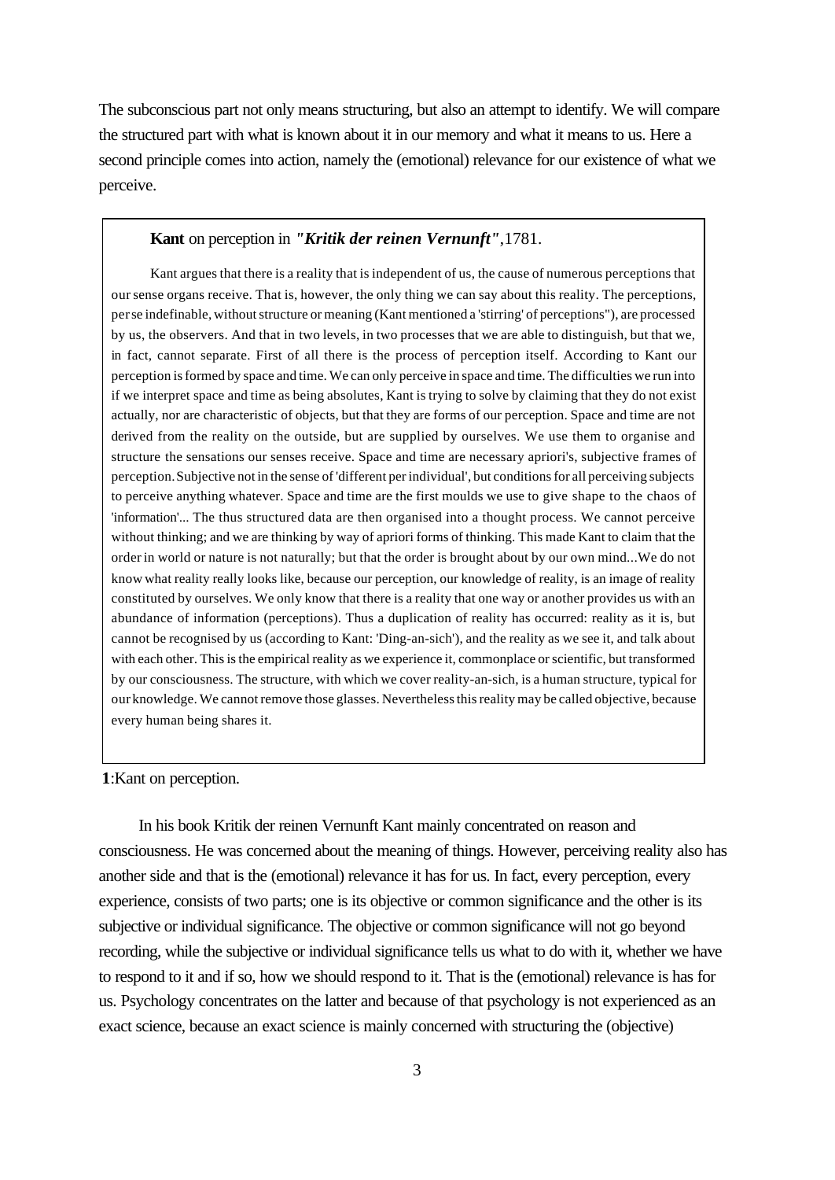The subconscious part not only means structuring, but also an attempt to identify. We will compare the structured part with what is known about it in our memory and what it means to us. Here a second principle comes into action, namely the (emotional) relevance for our existence of what we perceive.

> **Kant** on perception in ***"Kritik der reinen Vernunft"***,1781.
>
> Kant argues that there is a reality that is independent of us, the cause of numerous perceptions that our sense organs receive. That is, however, the only thing we can say about this reality. The perceptions, per se indefinable, without structure or meaning (Kant mentioned a 'stirring' of perceptions"), are processed by us, the observers. And that in two levels, in two processes that we are able to distinguish, but that we, in fact, cannot separate. First of all there is the process of perception itself. According to Kant our perception is formed by space and time. We can only perceive in space and time. The difficulties we run into if we interpret space and time as being absolutes, Kant is trying to solve by claiming that they do not exist actually, nor are characteristic of objects, but that they are forms of our perception. Space and time are not derived from the reality on the outside, but are supplied by ourselves. We use them to organise and structure the sensations our senses receive. Space and time are necessary apriori's, subjective frames of perception. Subjective not in the sense of 'different per individual', but conditions for all perceiving subjects to perceive anything whatever. Space and time are the first moulds we use to give shape to the chaos of 'information'... The thus structured data are then organised into a thought process. We cannot perceive without thinking; and we are thinking by way of apriori forms of thinking. This made Kant to claim that the order in world or nature is not naturally; but that the order is brought about by our own mind...We do not know what reality really looks like, because our perception, our knowledge of reality, is an image of reality constituted by ourselves. We only know that there is a reality that one way or another provides us with an abundance of information (perceptions). Thus a duplication of reality has occurred: reality as it is, but cannot be recognised by us (according to Kant: 'Ding-an-sich'), and the reality as we see it, and talk about with each other. This is the empirical reality as we experience it, commonplace or scientific, but transformed by our consciousness. The structure, with which we cover reality-an-sich, is a human structure, typical for our knowledge. We cannot remove those glasses. Nevertheless this reality may be called objective, because every human being shares it.

**1**:Kant on perception.

In his book Kritik der reinen Vernunft Kant mainly concentrated on reason and consciousness. He was concerned about the meaning of things. However, perceiving reality also has another side and that is the (emotional) relevance it has for us. In fact, every perception, every experience, consists of two parts; one is its objective or common significance and the other is its subjective or individual significance. The objective or common significance will not go beyond recording, while the subjective or individual significance tells us what to do with it, whether we have to respond to it and if so, how we should respond to it. That is the (emotional) relevance is has for us. Psychology concentrates on the latter and because of that psychology is not experienced as an exact science, because an exact science is mainly concerned with structuring the (objective)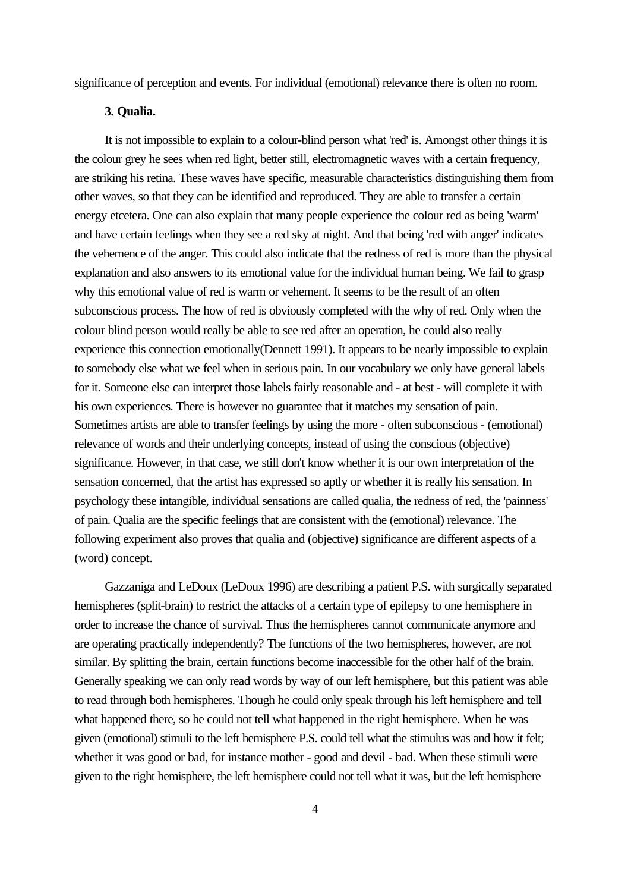significance of perception and events. For individual (emotional) relevance there is often no room.

**3. Qualia.**

It is not impossible to explain to a colour-blind person what 'red' is. Amongst other things it is the colour grey he sees when red light, better still, electromagnetic waves with a certain frequency, are striking his retina. These waves have specific, measurable characteristics distinguishing them from other waves, so that they can be identified and reproduced. They are able to transfer a certain energy etcetera. One can also explain that many people experience the colour red as being 'warm' and have certain feelings when they see a red sky at night. And that being 'red with anger' indicates the vehemence of the anger. This could also indicate that the redness of red is more than the physical explanation and also answers to its emotional value for the individual human being. We fail to grasp why this emotional value of red is warm or vehement. It seems to be the result of an often subconscious process. The how of red is obviously completed with the why of red. Only when the colour blind person would really be able to see red after an operation, he could also really experience this connection emotionally(Dennett 1991). It appears to be nearly impossible to explain to somebody else what we feel when in serious pain. In our vocabulary we only have general labels for it. Someone else can interpret those labels fairly reasonable and - at best - will complete it with his own experiences. There is however no guarantee that it matches my sensation of pain. Sometimes artists are able to transfer feelings by using the more - often subconscious - (emotional) relevance of words and their underlying concepts, instead of using the conscious (objective) significance. However, in that case, we still don't know whether it is our own interpretation of the sensation concerned, that the artist has expressed so aptly or whether it is really his sensation. In psychology these intangible, individual sensations are called qualia, the redness of red, the 'painness' of pain. Qualia are the specific feelings that are consistent with the (emotional) relevance. The following experiment also proves that qualia and (objective) significance are different aspects of a (word) concept.

Gazzaniga and LeDoux (LeDoux 1996) are describing a patient P.S. with surgically separated hemispheres (split-brain) to restrict the attacks of a certain type of epilepsy to one hemisphere in order to increase the chance of survival. Thus the hemispheres cannot communicate anymore and are operating practically independently? The functions of the two hemispheres, however, are not similar. By splitting the brain, certain functions become inaccessible for the other half of the brain. Generally speaking we can only read words by way of our left hemisphere, but this patient was able to read through both hemispheres. Though he could only speak through his left hemisphere and tell what happened there, so he could not tell what happened in the right hemisphere. When he was given (emotional) stimuli to the left hemisphere P.S. could tell what the stimulus was and how it felt; whether it was good or bad, for instance mother - good and devil - bad. When these stimuli were given to the right hemisphere, the left hemisphere could not tell what it was, but the left hemisphere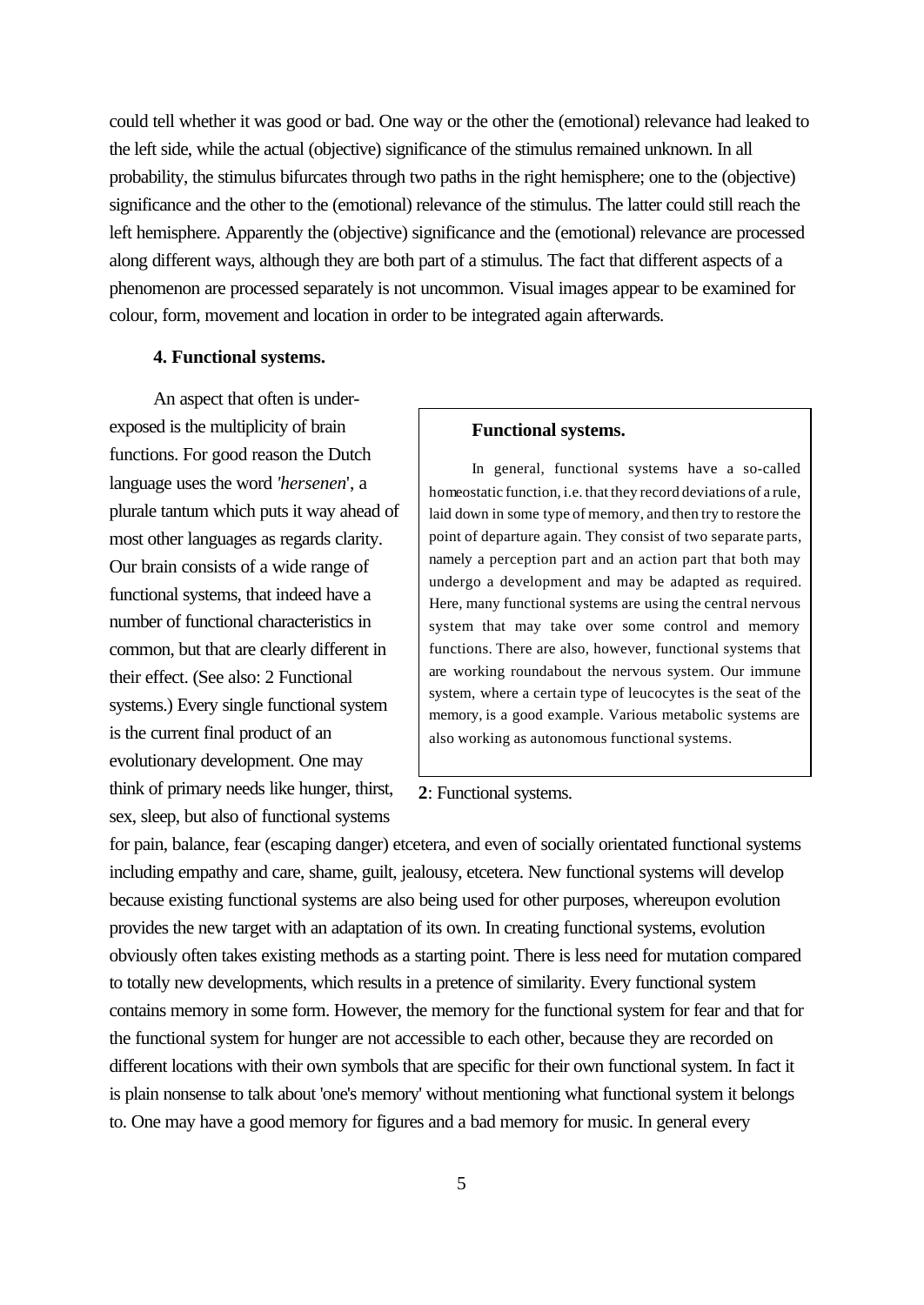could tell whether it was good or bad. One way or the other the (emotional) relevance had leaked to the left side, while the actual (objective) significance of the stimulus remained unknown. In all probability, the stimulus bifurcates through two paths in the right hemisphere; one to the (objective) significance and the other to the (emotional) relevance of the stimulus. The latter could still reach the left hemisphere. Apparently the (objective) significance and the (emotional) relevance are processed along different ways, although they are both part of a stimulus. The fact that different aspects of a phenomenon are processed separately is not uncommon. Visual images appear to be examined for colour, form, movement and location in order to be integrated again afterwards.

### 4. Functional systems.

An aspect that often is under-exposed is the multiplicity of brain functions. For good reason the Dutch language uses the word *'hersenen'*, a plurale tantum which puts it way ahead of most other languages as regards clarity. Our brain consists of a wide range of functional systems, that indeed have a number of functional characteristics in common, but that are clearly different in their effect. (See also: 2 Functional systems.) Every single functional system is the current final product of an evolutionary development. One may think of primary needs like hunger, thirst, sex, sleep, but also of functional systems for pain, balance, fear (escaping danger) etcetera, and even of socially orientated functional systems including empathy and care, shame, guilt, jealousy, etcetera. New functional systems will develop because existing functional systems are also being used for other purposes, whereupon evolution provides the new target with an adaptation of its own. In creating functional systems, evolution obviously often takes existing methods as a starting point. There is less need for mutation compared to totally new developments, which results in a pretence of similarity. Every functional system contains memory in some form. However, the memory for the functional system for fear and that for the functional system for hunger are not accessible to each other, because they are recorded on different locations with their own symbols that are specific for their own functional system. In fact it is plain nonsense to talk about 'one's memory' without mentioning what functional system it belongs to. One may have a good memory for figures and a bad memory for music. In general every

> **Functional systems.**
>
> In general, functional systems have a so-called homeostatic function, i.e. that they record deviations of a rule, laid down in some type of memory, and then try to restore the point of departure again. They consist of two separate parts, namely a perception part and an action part that both may undergo a development and may be adapted as required. Here, many functional systems are using the central nervous system that may take over some control and memory functions. There are also, however, functional systems that are working roundabout the nervous system. Our immune system, where a certain type of leucocytes is the seat of the memory, is a good example. Various metabolic systems are also working as autonomous functional systems.

**2**: Functional systems.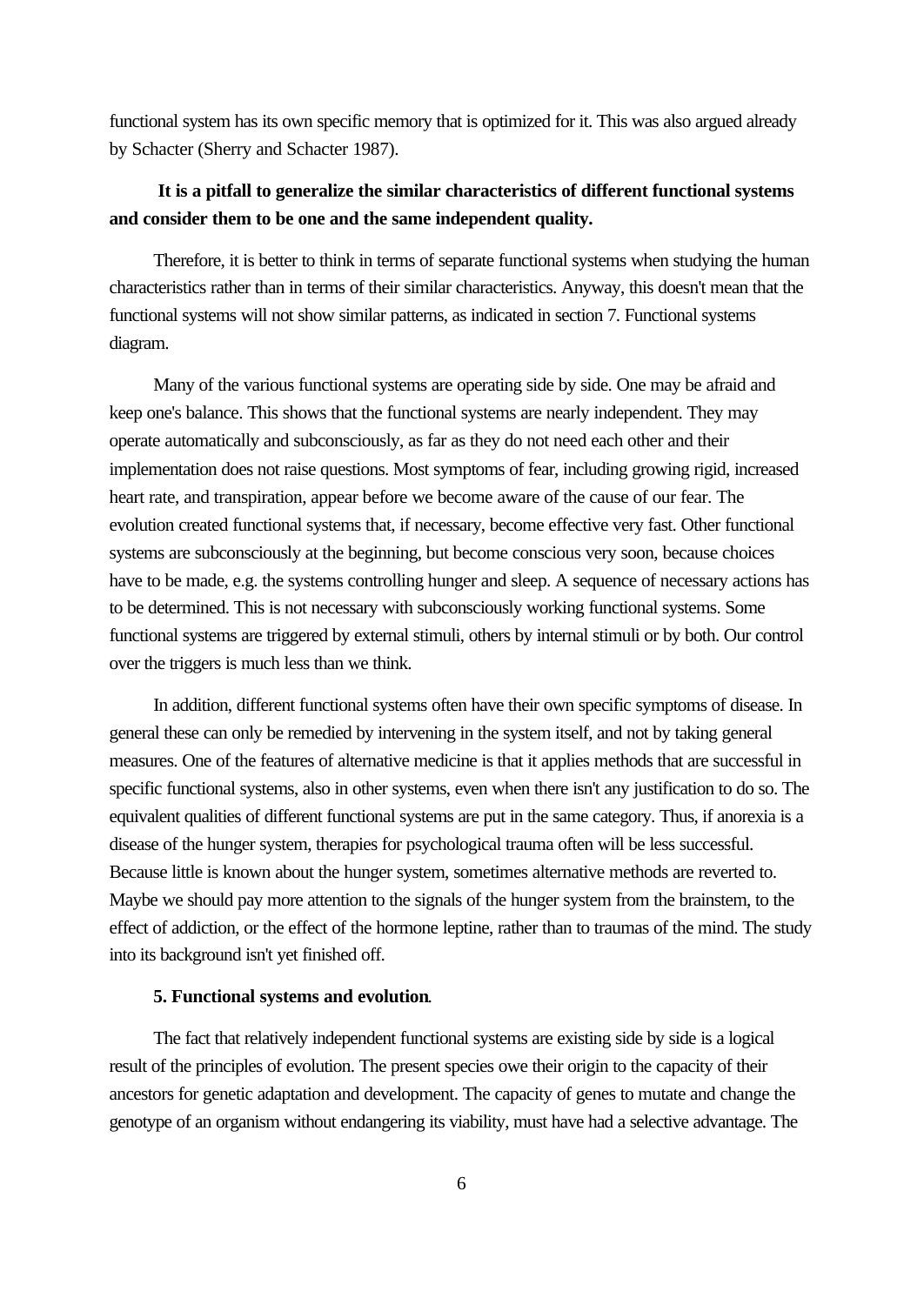functional system has its own specific memory that is optimized for it. This was also argued already by Schacter (Sherry and Schacter 1987).

**It is a pitfall to generalize the similar characteristics of different functional systems and consider them to be one and the same independent quality.**

Therefore, it is better to think in terms of separate functional systems when studying the human characteristics rather than in terms of their similar characteristics. Anyway, this doesn't mean that the functional systems will not show similar patterns, as indicated in section 7. Functional systems diagram.

Many of the various functional systems are operating side by side. One may be afraid and keep one's balance. This shows that the functional systems are nearly independent. They may operate automatically and subconsciously, as far as they do not need each other and their implementation does not raise questions. Most symptoms of fear, including growing rigid, increased heart rate, and transpiration, appear before we become aware of the cause of our fear. The evolution created functional systems that, if necessary, become effective very fast. Other functional systems are subconsciously at the beginning, but become conscious very soon, because choices have to be made, e.g. the systems controlling hunger and sleep. A sequence of necessary actions has to be determined. This is not necessary with subconsciously working functional systems. Some functional systems are triggered by external stimuli, others by internal stimuli or by both. Our control over the triggers is much less than we think.

In addition, different functional systems often have their own specific symptoms of disease. In general these can only be remedied by intervening in the system itself, and not by taking general measures. One of the features of alternative medicine is that it applies methods that are successful in specific functional systems, also in other systems, even when there isn't any justification to do so. The equivalent qualities of different functional systems are put in the same category. Thus, if anorexia is a disease of the hunger system, therapies for psychological trauma often will be less successful. Because little is known about the hunger system, sometimes alternative methods are reverted to. Maybe we should pay more attention to the signals of the hunger system from the brainstem, to the effect of addiction, or the effect of the hormone leptine, rather than to traumas of the mind. The study into its background isn't yet finished off.

### 5. Functional systems and evolution.

The fact that relatively independent functional systems are existing side by side is a logical result of the principles of evolution. The present species owe their origin to the capacity of their ancestors for genetic adaptation and development. The capacity of genes to mutate and change the genotype of an organism without endangering its viability, must have had a selective advantage. The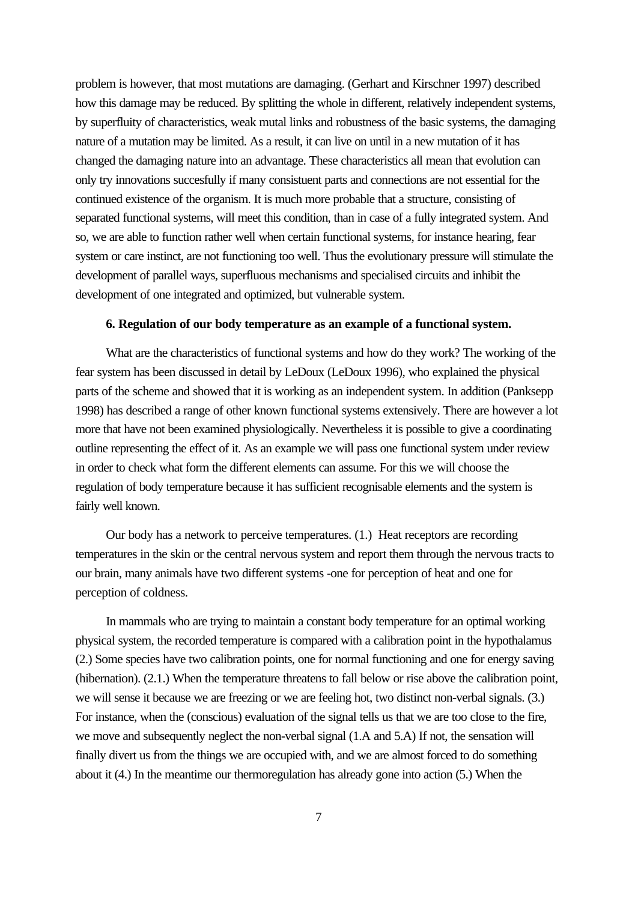problem is however, that most mutations are damaging. (Gerhart and Kirschner 1997) described how this damage may be reduced. By splitting the whole in different, relatively independent systems, by superfluity of characteristics, weak mutal links and robustness of the basic systems, the damaging nature of a mutation may be limited. As a result, it can live on until in a new mutation of it has changed the damaging nature into an advantage. These characteristics all mean that evolution can only try innovations succesfully if many consistuent parts and connections are not essential for the continued existence of the organism. It is much more probable that a structure, consisting of separated functional systems, will meet this condition, than in case of a fully integrated system. And so, we are able to function rather well when certain functional systems, for instance hearing, fear system or care instinct, are not functioning too well. Thus the evolutionary pressure will stimulate the development of parallel ways, superfluous mechanisms and specialised circuits and inhibit the development of one integrated and optimized, but vulnerable system.

**6. Regulation of our body temperature as an example of a functional system.**

What are the characteristics of functional systems and how do they work? The working of the fear system has been discussed in detail by LeDoux (LeDoux 1996), who explained the physical parts of the scheme and showed that it is working as an independent system. In addition (Panksepp 1998) has described a range of other known functional systems extensively. There are however a lot more that have not been examined physiologically. Nevertheless it is possible to give a coordinating outline representing the effect of it. As an example we will pass one functional system under review in order to check what form the different elements can assume. For this we will choose the regulation of body temperature because it has sufficient recognisable elements and the system is fairly well known.

Our body has a network to perceive temperatures. (1.) Heat receptors are recording temperatures in the skin or the central nervous system and report them through the nervous tracts to our brain, many animals have two different systems -one for perception of heat and one for perception of coldness.

In mammals who are trying to maintain a constant body temperature for an optimal working physical system, the recorded temperature is compared with a calibration point in the hypothalamus (2.) Some species have two calibration points, one for normal functioning and one for energy saving (hibernation). (2.1.) When the temperature threatens to fall below or rise above the calibration point, we will sense it because we are freezing or we are feeling hot, two distinct non-verbal signals. (3.) For instance, when the (conscious) evaluation of the signal tells us that we are too close to the fire, we move and subsequently neglect the non-verbal signal (1.A and 5.A) If not, the sensation will finally divert us from the things we are occupied with, and we are almost forced to do something about it (4.) In the meantime our thermoregulation has already gone into action (5.) When the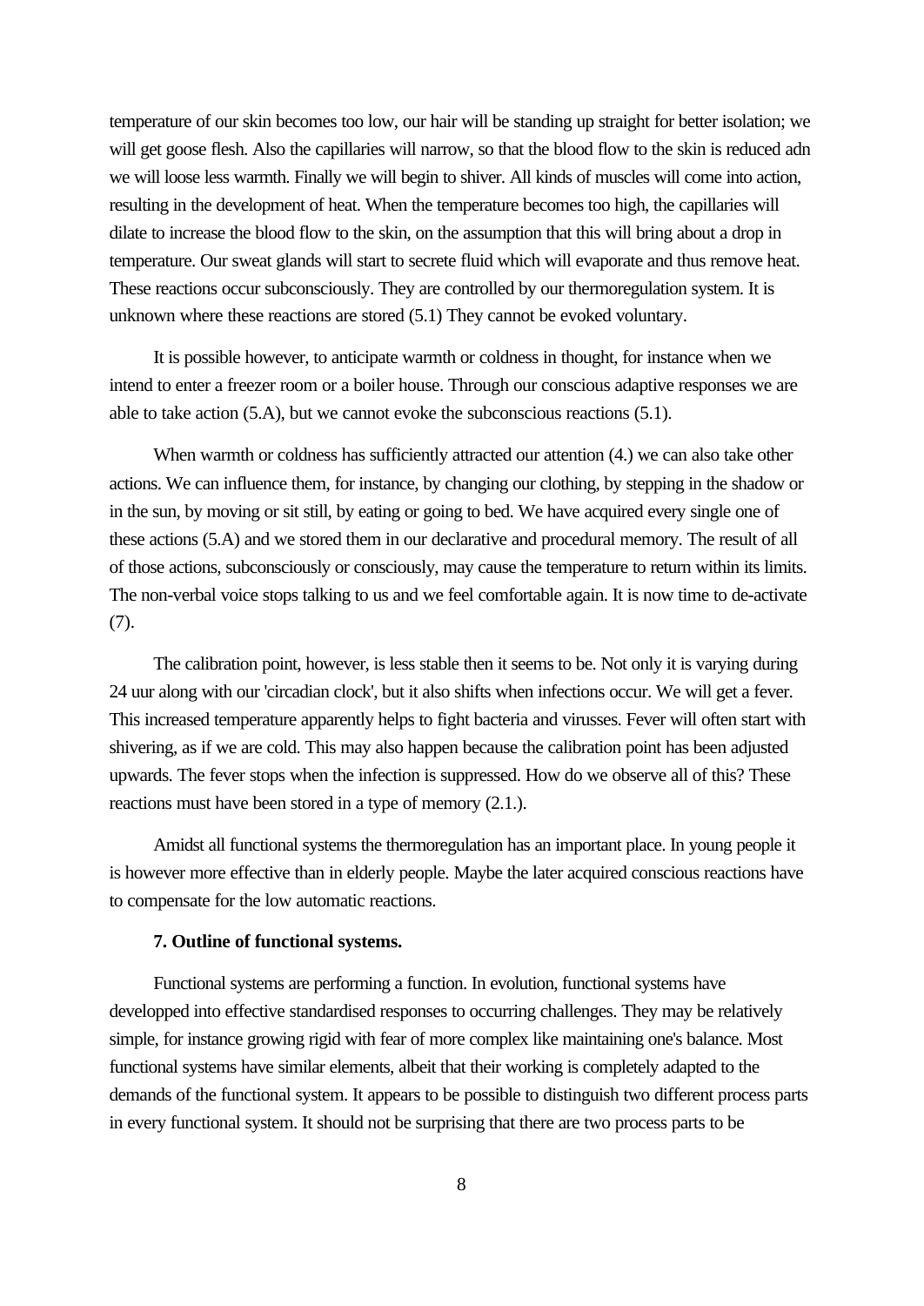temperature of our skin becomes too low, our hair will be standing up straight for better isolation; we will get goose flesh. Also the capillaries will narrow, so that the blood flow to the skin is reduced adn we will loose less warmth. Finally we will begin to shiver. All kinds of muscles will come into action, resulting in the development of heat. When the temperature becomes too high, the capillaries will dilate to increase the blood flow to the skin, on the assumption that this will bring about a drop in temperature. Our sweat glands will start to secrete fluid which will evaporate and thus remove heat. These reactions occur subconsciously. They are controlled by our thermoregulation system. It is unknown where these reactions are stored (5.1) They cannot be evoked voluntary.

It is possible however, to anticipate warmth or coldness in thought, for instance when we intend to enter a freezer room or a boiler house. Through our conscious adaptive responses we are able to take action (5.A), but we cannot evoke the subconscious reactions (5.1).

When warmth or coldness has sufficiently attracted our attention (4.) we can also take other actions. We can influence them, for instance, by changing our clothing, by stepping in the shadow or in the sun, by moving or sit still, by eating or going to bed. We have acquired every single one of these actions (5.A) and we stored them in our declarative and procedural memory. The result of all of those actions, subconsciously or consciously, may cause the temperature to return within its limits. The non-verbal voice stops talking to us and we feel comfortable again. It is now time to de-activate (7).

The calibration point, however, is less stable then it seems to be. Not only it is varying during 24 uur along with our 'circadian clock', but it also shifts when infections occur. We will get a fever. This increased temperature apparently helps to fight bacteria and virusses. Fever will often start with shivering, as if we are cold. This may also happen because the calibration point has been adjusted upwards. The fever stops when the infection is suppressed. How do we observe all of this? These reactions must have been stored in a type of memory (2.1.).

Amidst all functional systems the thermoregulation has an important place. In young people it is however more effective than in elderly people. Maybe the later acquired conscious reactions have to compensate for the low automatic reactions.

**7. Outline of functional systems.**

Functional systems are performing a function. In evolution, functional systems have developped into effective standardised responses to occurring challenges. They may be relatively simple, for instance growing rigid with fear of more complex like maintaining one's balance. Most functional systems have similar elements, albeit that their working is completely adapted to the demands of the functional system. It appears to be possible to distinguish two different process parts in every functional system. It should not be surprising that there are two process parts to be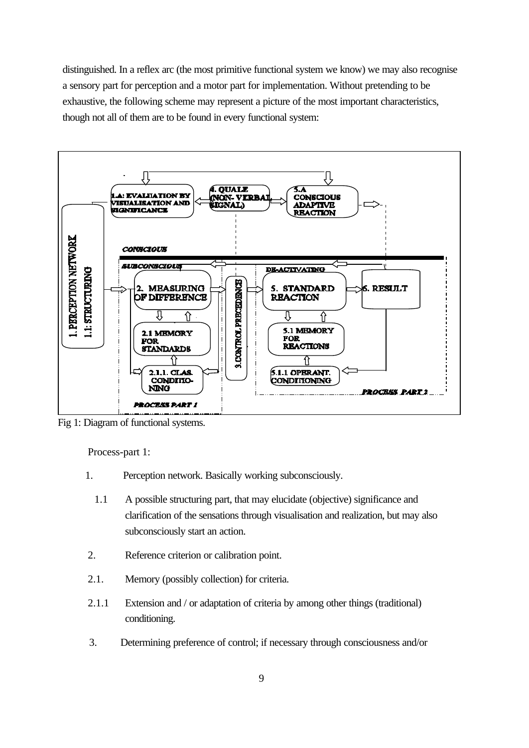distinguished. In a reflex arc (the most primitive functional system we know) we may also recognise a sensory part for perception and a motor part for implementation. Without pretending to be exhaustive, the following scheme may represent a picture of the most important characteristics, though not all of them are to be found in every functional system:

Fig 1: Diagram of functional systems.

Process-part 1:

1. Perception network. Basically working subconsciously.

   1.1 A possible structuring part, that may elucidate (objective) significance and clarification of the sensations through visualisation and realization, but may also subconsciously start an action.

2. Reference criterion or calibration point.

2.1. Memory (possibly collection) for criteria.

2.1.1 Extension and / or adaptation of criteria by among other things (traditional) conditioning.

3. Determining preference of control; if necessary through consciousness and/or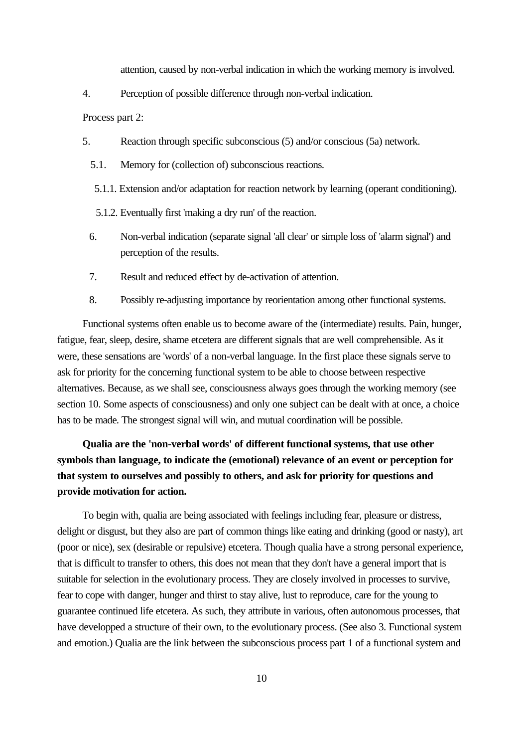attention, caused by non-verbal indication in which the working memory is involved.

4. Perception of possible difference through non-verbal indication.

Process part 2:

5. Reaction through specific subconscious (5) and/or conscious (5a) network.

   5.1. Memory for (collection of) subconscious reactions.

   5.1.1. Extension and/or adaptation for reaction network by learning (operant conditioning).

   5.1.2. Eventually first 'making a dry run' of the reaction.

6. Non-verbal indication (separate signal 'all clear' or simple loss of 'alarm signal') and perception of the results.

7. Result and reduced effect by de-activation of attention.

8. Possibly re-adjusting importance by reorientation among other functional systems.

Functional systems often enable us to become aware of the (intermediate) results. Pain, hunger, fatigue, fear, sleep, desire, shame etcetera are different signals that are well comprehensible. As it were, these sensations are 'words' of a non-verbal language. In the first place these signals serve to ask for priority for the concerning functional system to be able to choose between respective alternatives. Because, as we shall see, consciousness always goes through the working memory (see section 10. Some aspects of consciousness) and only one subject can be dealt with at once, a choice has to be made. The strongest signal will win, and mutual coordination will be possible.

**Qualia are the 'non-verbal words' of different functional systems, that use other symbols than language, to indicate the (emotional) relevance of an event or perception for that system to ourselves and possibly to others, and ask for priority for questions and provide motivation for action.**

To begin with, qualia are being associated with feelings including fear, pleasure or distress, delight or disgust, but they also are part of common things like eating and drinking (good or nasty), art (poor or nice), sex (desirable or repulsive) etcetera. Though qualia have a strong personal experience, that is difficult to transfer to others, this does not mean that they don't have a general import that is suitable for selection in the evolutionary process. They are closely involved in processes to survive, fear to cope with danger, hunger and thirst to stay alive, lust to reproduce, care for the young to guarantee continued life etcetera. As such, they attribute in various, often autonomous processes, that have developped a structure of their own, to the evolutionary process. (See also 3. Functional system and emotion.) Qualia are the link between the subconscious process part 1 of a functional system and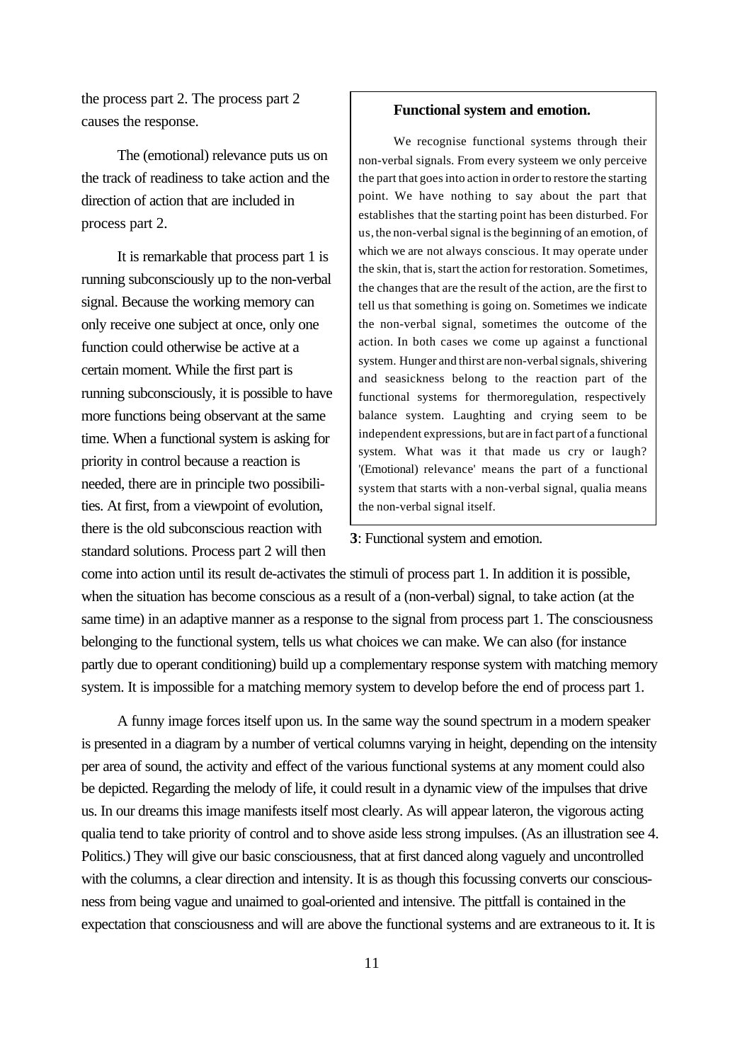the process part 2. The process part 2 causes the response.

The (emotional) relevance puts us on the track of readiness to take action and the direction of action that are included in process part 2.

It is remarkable that process part 1 is running subconsciously up to the non-verbal signal. Because the working memory can only receive one subject at once, only one function could otherwise be active at a certain moment. While the first part is running subconsciously, it is possible to have more functions being observant at the same time. When a functional system is asking for priority in control because a reaction is needed, there are in principle two possibilities. At first, from a viewpoint of evolution, there is the old subconscious reaction with standard solutions. Process part 2 will then come into action until its result de-activates the stimuli of process part 1. In addition it is possible, when the situation has become conscious as a result of a (non-verbal) signal, to take action (at the same time) in an adaptive manner as a response to the signal from process part 1. The consciousness belonging to the functional system, tells us what choices we can make. We can also (for instance partly due to operant conditioning) build up a complementary response system with matching memory system. It is impossible for a matching memory system to develop before the end of process part 1.

> **Functional system and emotion.**
>
> We recognise functional systems through their non-verbal signals. From every systeem we only perceive the part that goes into action in order to restore the starting point. We have nothing to say about the part that establishes that the starting point has been disturbed. For us, the non-verbal signal is the beginning of an emotion, of which we are not always conscious. It may operate under the skin, that is, start the action for restoration. Sometimes, the changes that are the result of the action, are the first to tell us that something is going on. Sometimes we indicate the non-verbal signal, sometimes the outcome of the action. In both cases we come up against a functional system. Hunger and thirst are non-verbal signals, shivering and seasickness belong to the reaction part of the functional systems for thermoregulation, respectively balance system. Laughting and crying seem to be independent expressions, but are in fact part of a functional system. What was it that made us cry or laugh? '(Emotional) relevance' means the part of a functional system that starts with a non-verbal signal, qualia means the non-verbal signal itself.

**3**: Functional system and emotion.

A funny image forces itself upon us. In the same way the sound spectrum in a modern speaker is presented in a diagram by a number of vertical columns varying in height, depending on the intensity per area of sound, the activity and effect of the various functional systems at any moment could also be depicted. Regarding the melody of life, it could result in a dynamic view of the impulses that drive us. In our dreams this image manifests itself most clearly. As will appear lateron, the vigorous acting qualia tend to take priority of control and to shove aside less strong impulses. (As an illustration see 4. Politics.) They will give our basic consciousness, that at first danced along vaguely and uncontrolled with the columns, a clear direction and intensity. It is as though this focussing converts our consciousness from being vague and unaimed to goal-oriented and intensive. The pittfall is contained in the expectation that consciousness and will are above the functional systems and are extraneous to it. It is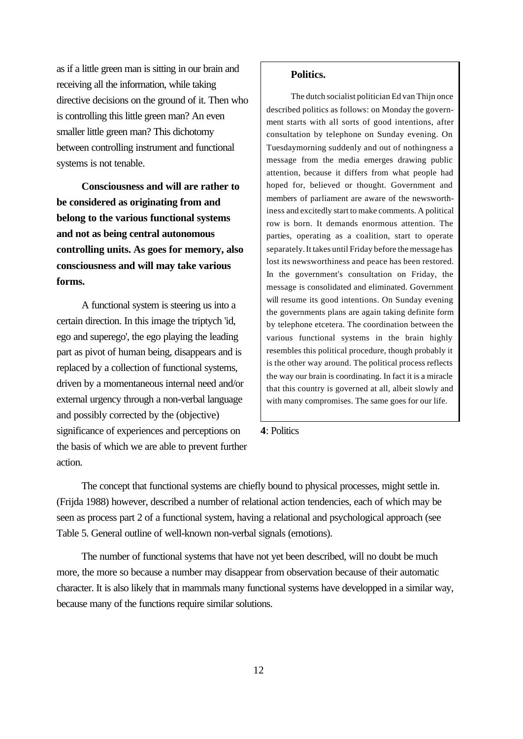as if a little green man is sitting in our brain and receiving all the information, while taking directive decisions on the ground of it. Then who is controlling this little green man? An even smaller little green man? This dichotomy between controlling instrument and functional systems is not tenable.

**Consciousness and will are rather to be considered as originating from and belong to the various functional systems and not as being central autonomous controlling units. As goes for memory, also consciousness and will may take various forms.**

A functional system is steering us into a certain direction. In this image the triptych 'id, ego and superego', the ego playing the leading part as pivot of human being, disappears and is replaced by a collection of functional systems, driven by a momentaneous internal need and/or external urgency through a non-verbal language and possibly corrected by the (objective) significance of experiences and perceptions on the basis of which we are able to prevent further action.

> **Politics.**
>
> The dutch socialist politician Ed van Thijn once described politics as follows: on Monday the government starts with all sorts of good intentions, after consultation by telephone on Sunday evening. On Tuesdaymorning suddenly and out of nothingness a message from the media emerges drawing public attention, because it differs from what people had hoped for, believed or thought. Government and members of parliament are aware of the newsworthiness and excitedly start to make comments. A political row is born. It demands enormous attention. The parties, operating as a coalition, start to operate separately. It takes until Friday before the message has lost its newsworthiness and peace has been restored. In the government's consultation on Friday, the message is consolidated and eliminated. Government will resume its good intentions. On Sunday evening the governments plans are again taking definite form by telephone etcetera. The coordination between the various functional systems in the brain highly resembles this political procedure, though probably it is the other way around. The political process reflects the way our brain is coordinating. In fact it is a miracle that this country is governed at all, albeit slowly and with many compromises. The same goes for our life.

**4**: Politics

The concept that functional systems are chiefly bound to physical processes, might settle in. (Frijda 1988) however, described a number of relational action tendencies, each of which may be seen as process part 2 of a functional system, having a relational and psychological approach (see Table 5. General outline of well-known non-verbal signals (emotions).

The number of functional systems that have not yet been described, will no doubt be much more, the more so because a number may disappear from observation because of their automatic character. It is also likely that in mammals many functional systems have developped in a similar way, because many of the functions require similar solutions.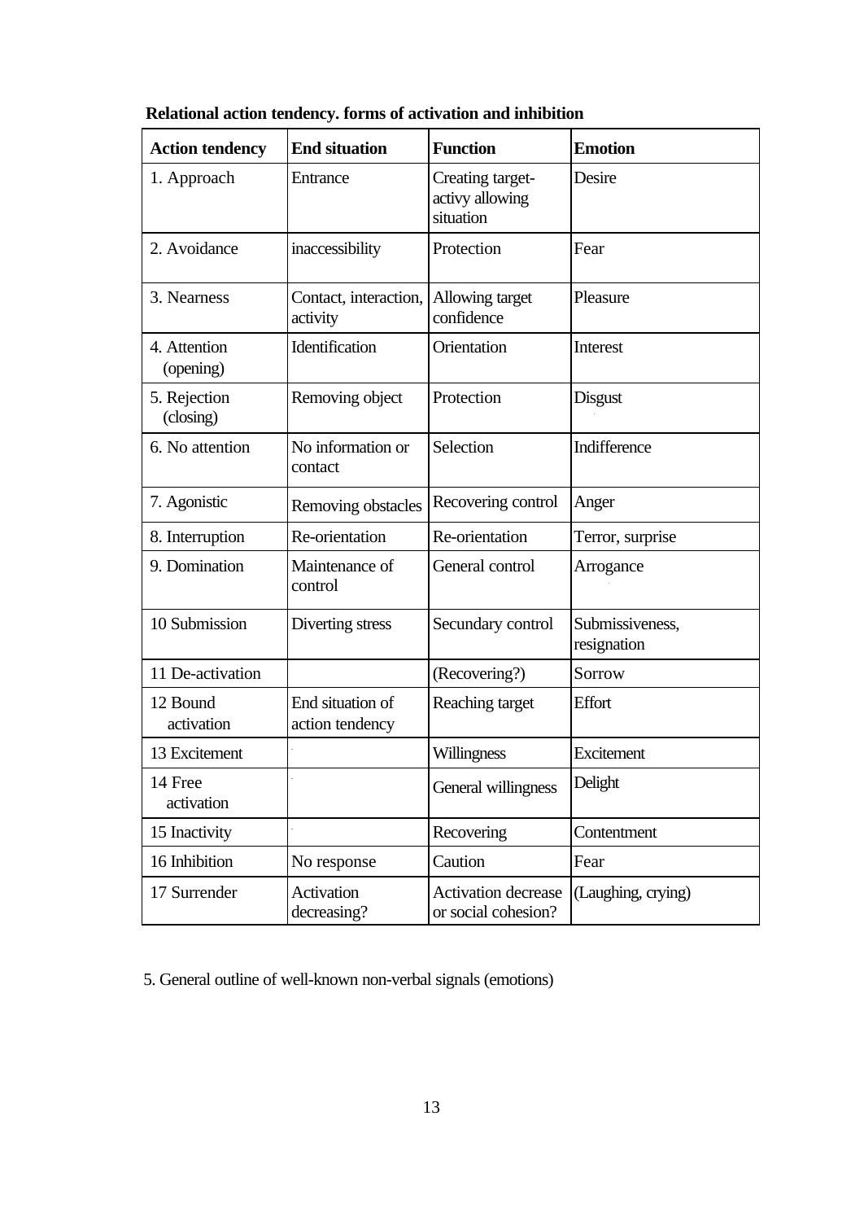**Relational action tendency. forms of activation and inhibition**

| Action tendency | End situation | Function | Emotion |
|---|---|---|---|
| 1. Approach | Entrance | Creating target-activy allowing situation | Desire |
| 2. Avoidance | inaccessibility | Protection | Fear |
| 3. Nearness | Contact, interaction, activity | Allowing target confidence | Pleasure |
| 4. Attention (opening) | Identification | Orientation | Interest |
| 5. Rejection (closing) | Removing object | Protection | Disgust |
| 6. No attention | No information or contact | Selection | Indifference |
| 7. Agonistic | Removing obstacles | Recovering control | Anger |
| 8. Interruption | Re-orientation | Re-orientation | Terror, surprise |
| 9. Domination | Maintenance of control | General control | Arrogance |
| 10 Submission | Diverting stress | Secundary control | Submissiveness, resignation |
| 11 De-activation | | (Recovering?) | Sorrow |
| 12 Bound activation | End situation of action tendency | Reaching target | Effort |
| 13 Excitement | | Willingness | Excitement |
| 14 Free activation | | General willingness | Delight |
| 15 Inactivity | | Recovering | Contentment |
| 16 Inhibition | No response | Caution | Fear |
| 17 Surrender | Activation decreasing? | Activation decrease or social cohesion? | (Laughing, crying) |

5. General outline of well-known non-verbal signals (emotions)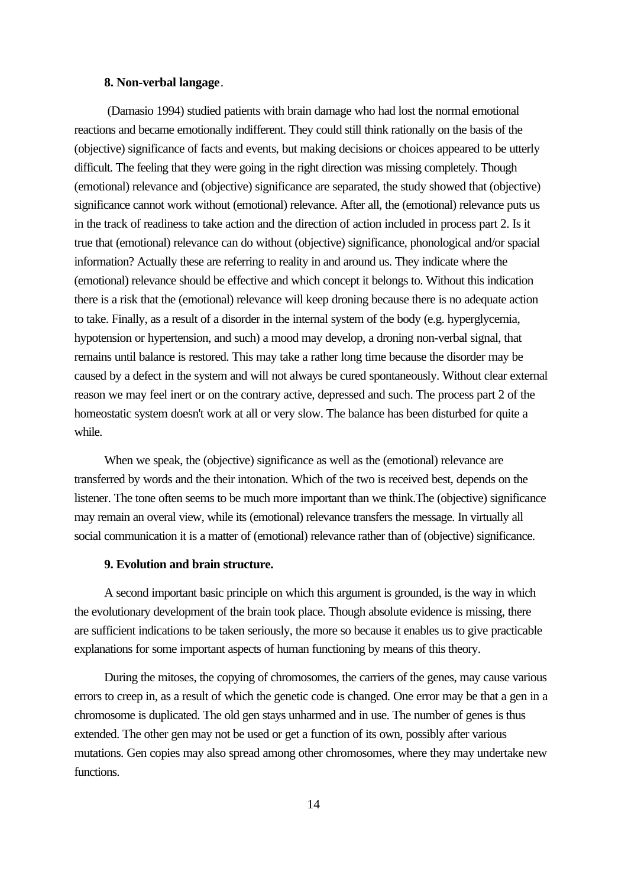**8. Non-verbal langage**.

(Damasio 1994) studied patients with brain damage who had lost the normal emotional reactions and became emotionally indifferent. They could still think rationally on the basis of the (objective) significance of facts and events, but making decisions or choices appeared to be utterly difficult. The feeling that they were going in the right direction was missing completely. Though (emotional) relevance and (objective) significance are separated, the study showed that (objective) significance cannot work without (emotional) relevance. After all, the (emotional) relevance puts us in the track of readiness to take action and the direction of action included in process part 2. Is it true that (emotional) relevance can do without (objective) significance, phonological and/or spacial information? Actually these are referring to reality in and around us. They indicate where the (emotional) relevance should be effective and which concept it belongs to. Without this indication there is a risk that the (emotional) relevance will keep droning because there is no adequate action to take. Finally, as a result of a disorder in the internal system of the body (e.g. hyperglycemia, hypotension or hypertension, and such) a mood may develop, a droning non-verbal signal, that remains until balance is restored. This may take a rather long time because the disorder may be caused by a defect in the system and will not always be cured spontaneously. Without clear external reason we may feel inert or on the contrary active, depressed and such. The process part 2 of the homeostatic system doesn't work at all or very slow. The balance has been disturbed for quite a while.

When we speak, the (objective) significance as well as the (emotional) relevance are transferred by words and the their intonation. Which of the two is received best, depends on the listener. The tone often seems to be much more important than we think.The (objective) significance may remain an overal view, while its (emotional) relevance transfers the message. In virtually all social communication it is a matter of (emotional) relevance rather than of (objective) significance.

**9. Evolution and brain structure.**

A second important basic principle on which this argument is grounded, is the way in which the evolutionary development of the brain took place. Though absolute evidence is missing, there are sufficient indications to be taken seriously, the more so because it enables us to give practicable explanations for some important aspects of human functioning by means of this theory.

During the mitoses, the copying of chromosomes, the carriers of the genes, may cause various errors to creep in, as a result of which the genetic code is changed. One error may be that a gen in a chromosome is duplicated. The old gen stays unharmed and in use. The number of genes is thus extended. The other gen may not be used or get a function of its own, possibly after various mutations. Gen copies may also spread among other chromosomes, where they may undertake new functions.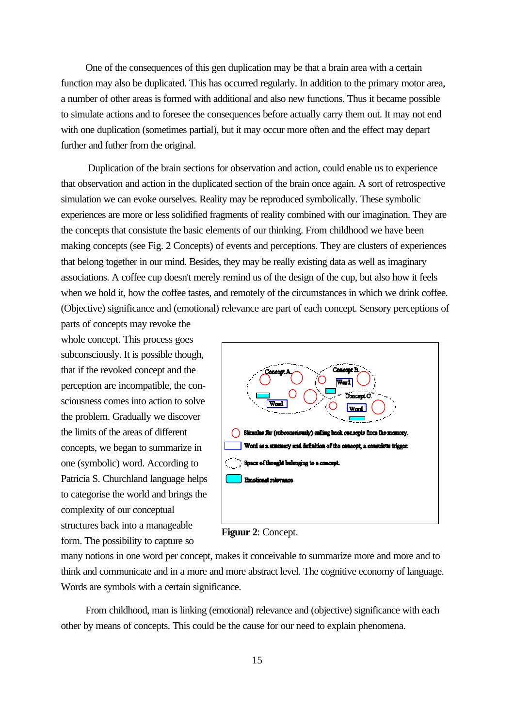One of the consequences of this gen duplication may be that a brain area with a certain function may also be duplicated. This has occurred regularly. In addition to the primary motor area, a number of other areas is formed with additional and also new functions. Thus it became possible to simulate actions and to foresee the consequences before actually carry them out. It may not end with one duplication (sometimes partial), but it may occur more often and the effect may depart further and futher from the original.

Duplication of the brain sections for observation and action, could enable us to experience that observation and action in the duplicated section of the brain once again. A sort of retrospective simulation we can evoke ourselves. Reality may be reproduced symbolically. These symbolic experiences are more or less solidified fragments of reality combined with our imagination. They are the concepts that consistute the basic elements of our thinking. From childhood we have been making concepts (see Fig. 2 Concepts) of events and perceptions. They are clusters of experiences that belong together in our mind. Besides, they may be really existing data as well as imaginary associations. A coffee cup doesn't merely remind us of the design of the cup, but also how it feels when we hold it, how the coffee tastes, and remotely of the circumstances in which we drink coffee. (Objective) significance and (emotional) relevance are part of each concept. Sensory perceptions of parts of concepts may revoke the whole concept. This process goes subconsciously. It is possible though, that if the revoked concept and the perception are incompatible, the consciousness comes into action to solve the problem. Gradually we discover the limits of the areas of different concepts, we began to summarize in one (symbolic) word. According to Patricia S. Churchland language helps to categorise the world and brings the complexity of our conceptual structures back into a manageable form. The possibility to capture so many notions in one word per concept, makes it conceivable to summarize more and more and to think and communicate and in a more and more abstract level. The cognitive economy of language. Words are symbols with a certain significance.

Concept A. Concept B. Concept C. Word Word Word

Stimulus for (subconsciously) calling back concepts from the memory.

Word as a summary and definition of the concept, a conscious trigger.

Space of thought belonging to a concept.

Emotional relevance

**Figuur 2**: Concept.

From childhood, man is linking (emotional) relevance and (objective) significance with each other by means of concepts. This could be the cause for our need to explain phenomena.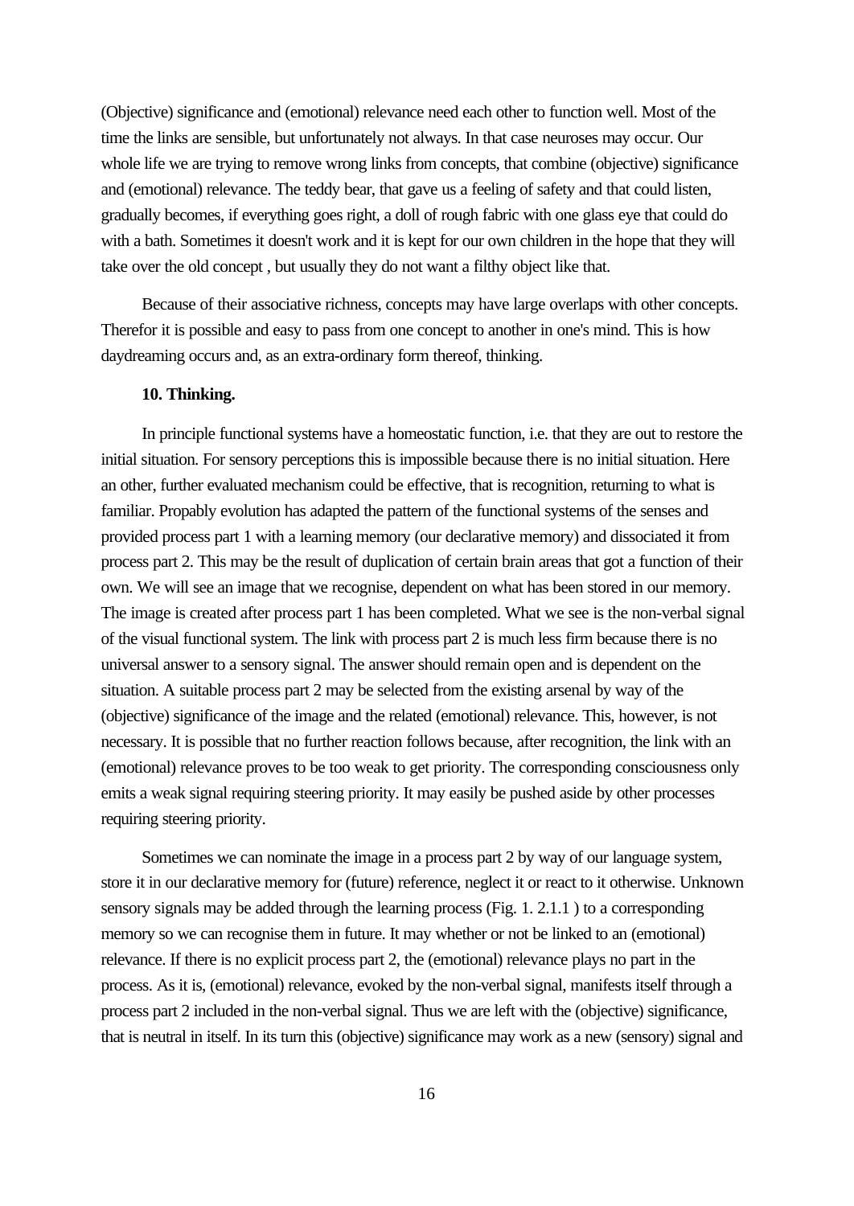(Objective) significance and (emotional) relevance need each other to function well. Most of the time the links are sensible, but unfortunately not always. In that case neuroses may occur. Our whole life we are trying to remove wrong links from concepts, that combine (objective) significance and (emotional) relevance. The teddy bear, that gave us a feeling of safety and that could listen, gradually becomes, if everything goes right, a doll of rough fabric with one glass eye that could do with a bath. Sometimes it doesn't work and it is kept for our own children in the hope that they will take over the old concept , but usually they do not want a filthy object like that.

Because of their associative richness, concepts may have large overlaps with other concepts. Therefor it is possible and easy to pass from one concept to another in one's mind. This is how daydreaming occurs and, as an extra-ordinary form thereof, thinking.

### 10. Thinking.

In principle functional systems have a homeostatic function, i.e. that they are out to restore the initial situation. For sensory perceptions this is impossible because there is no initial situation. Here an other, further evaluated mechanism could be effective, that is recognition, returning to what is familiar. Propably evolution has adapted the pattern of the functional systems of the senses and provided process part 1 with a learning memory (our declarative memory) and dissociated it from process part 2. This may be the result of duplication of certain brain areas that got a function of their own. We will see an image that we recognise, dependent on what has been stored in our memory. The image is created after process part 1 has been completed. What we see is the non-verbal signal of the visual functional system. The link with process part 2 is much less firm because there is no universal answer to a sensory signal. The answer should remain open and is dependent on the situation. A suitable process part 2 may be selected from the existing arsenal by way of the (objective) significance of the image and the related (emotional) relevance. This, however, is not necessary. It is possible that no further reaction follows because, after recognition, the link with an (emotional) relevance proves to be too weak to get priority. The corresponding consciousness only emits a weak signal requiring steering priority. It may easily be pushed aside by other processes requiring steering priority.

Sometimes we can nominate the image in a process part 2 by way of our language system, store it in our declarative memory for (future) reference, neglect it or react to it otherwise. Unknown sensory signals may be added through the learning process (Fig. 1. 2.1.1 ) to a corresponding memory so we can recognise them in future. It may whether or not be linked to an (emotional) relevance. If there is no explicit process part 2, the (emotional) relevance plays no part in the process. As it is, (emotional) relevance, evoked by the non-verbal signal, manifests itself through a process part 2 included in the non-verbal signal. Thus we are left with the (objective) significance, that is neutral in itself. In its turn this (objective) significance may work as a new (sensory) signal and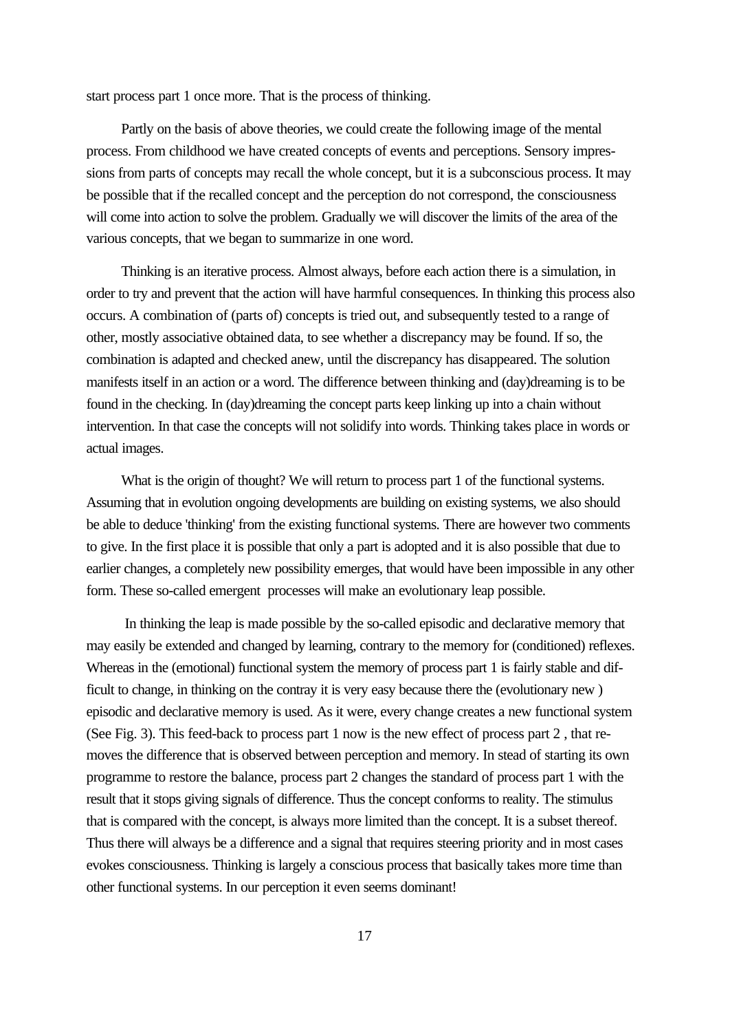start process part 1 once more. That is the process of thinking.

Partly on the basis of above theories, we could create the following image of the mental process. From childhood we have created concepts of events and perceptions. Sensory impressions from parts of concepts may recall the whole concept, but it is a subconscious process. It may be possible that if the recalled concept and the perception do not correspond, the consciousness will come into action to solve the problem. Gradually we will discover the limits of the area of the various concepts, that we began to summarize in one word.

Thinking is an iterative process. Almost always, before each action there is a simulation, in order to try and prevent that the action will have harmful consequences. In thinking this process also occurs. A combination of (parts of) concepts is tried out, and subsequently tested to a range of other, mostly associative obtained data, to see whether a discrepancy may be found. If so, the combination is adapted and checked anew, until the discrepancy has disappeared. The solution manifests itself in an action or a word. The difference between thinking and (day)dreaming is to be found in the checking. In (day)dreaming the concept parts keep linking up into a chain without intervention. In that case the concepts will not solidify into words. Thinking takes place in words or actual images.

What is the origin of thought? We will return to process part 1 of the functional systems. Assuming that in evolution ongoing developments are building on existing systems, we also should be able to deduce 'thinking' from the existing functional systems. There are however two comments to give. In the first place it is possible that only a part is adopted and it is also possible that due to earlier changes, a completely new possibility emerges, that would have been impossible in any other form. These so-called emergent processes will make an evolutionary leap possible.

In thinking the leap is made possible by the so-called episodic and declarative memory that may easily be extended and changed by learning, contrary to the memory for (conditioned) reflexes. Whereas in the (emotional) functional system the memory of process part 1 is fairly stable and difficult to change, in thinking on the contray it is very easy because there the (evolutionary new ) episodic and declarative memory is used. As it were, every change creates a new functional system (See Fig. 3). This feed-back to process part 1 now is the new effect of process part 2 , that removes the difference that is observed between perception and memory. In stead of starting its own programme to restore the balance, process part 2 changes the standard of process part 1 with the result that it stops giving signals of difference. Thus the concept conforms to reality. The stimulus that is compared with the concept, is always more limited than the concept. It is a subset thereof. Thus there will always be a difference and a signal that requires steering priority and in most cases evokes consciousness. Thinking is largely a conscious process that basically takes more time than other functional systems. In our perception it even seems dominant!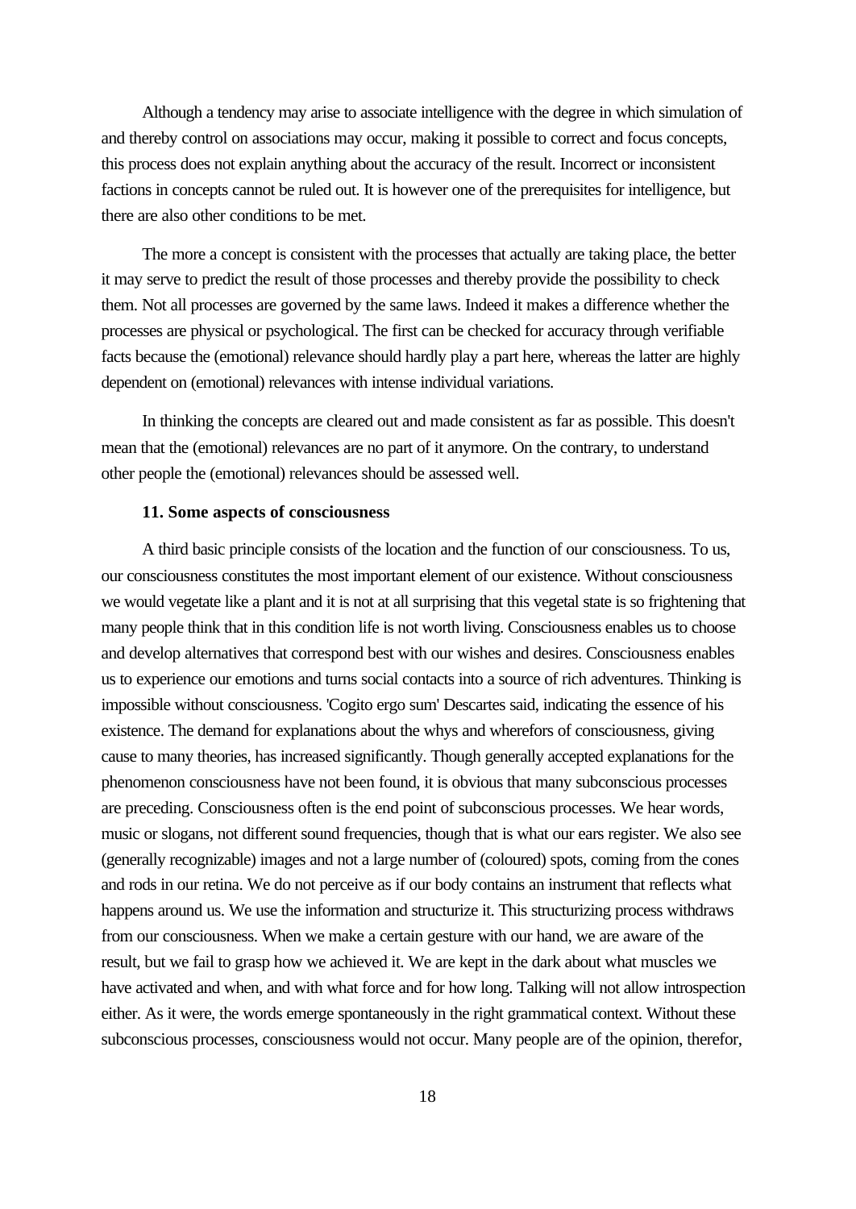Although a tendency may arise to associate intelligence with the degree in which simulation of and thereby control on associations may occur, making it possible to correct and focus concepts, this process does not explain anything about the accuracy of the result. Incorrect or inconsistent factions in concepts cannot be ruled out. It is however one of the prerequisites for intelligence, but there are also other conditions to be met.

The more a concept is consistent with the processes that actually are taking place, the better it may serve to predict the result of those processes and thereby provide the possibility to check them. Not all processes are governed by the same laws. Indeed it makes a difference whether the processes are physical or psychological. The first can be checked for accuracy through verifiable facts because the (emotional) relevance should hardly play a part here, whereas the latter are highly dependent on (emotional) relevances with intense individual variations.

In thinking the concepts are cleared out and made consistent as far as possible. This doesn't mean that the (emotional) relevances are no part of it anymore. On the contrary, to understand other people the (emotional) relevances should be assessed well.

### 11. Some aspects of consciousness

A third basic principle consists of the location and the function of our consciousness. To us, our consciousness constitutes the most important element of our existence. Without consciousness we would vegetate like a plant and it is not at all surprising that this vegetal state is so frightening that many people think that in this condition life is not worth living. Consciousness enables us to choose and develop alternatives that correspond best with our wishes and desires. Consciousness enables us to experience our emotions and turns social contacts into a source of rich adventures. Thinking is impossible without consciousness. 'Cogito ergo sum' Descartes said, indicating the essence of his existence. The demand for explanations about the whys and wherefors of consciousness, giving cause to many theories, has increased significantly. Though generally accepted explanations for the phenomenon consciousness have not been found, it is obvious that many subconscious processes are preceding. Consciousness often is the end point of subconscious processes. We hear words, music or slogans, not different sound frequencies, though that is what our ears register. We also see (generally recognizable) images and not a large number of (coloured) spots, coming from the cones and rods in our retina. We do not perceive as if our body contains an instrument that reflects what happens around us. We use the information and structurize it. This structurizing process withdraws from our consciousness. When we make a certain gesture with our hand, we are aware of the result, but we fail to grasp how we achieved it. We are kept in the dark about what muscles we have activated and when, and with what force and for how long. Talking will not allow introspection either. As it were, the words emerge spontaneously in the right grammatical context. Without these subconscious processes, consciousness would not occur. Many people are of the opinion, therefor,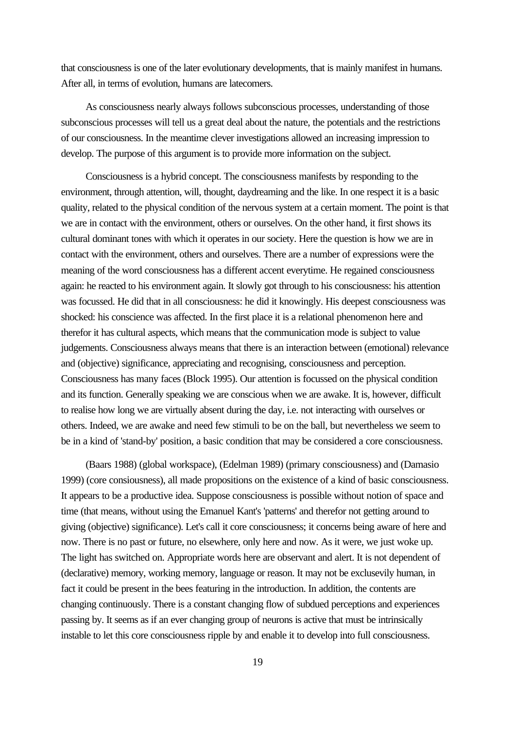that consciousness is one of the later evolutionary developments, that is mainly manifest in humans. After all, in terms of evolution, humans are latecomers.

As consciousness nearly always follows subconscious processes, understanding of those subconscious processes will tell us a great deal about the nature, the potentials and the restrictions of our consciousness. In the meantime clever investigations allowed an increasing impression to develop. The purpose of this argument is to provide more information on the subject.

Consciousness is a hybrid concept. The consciousness manifests by responding to the environment, through attention, will, thought, daydreaming and the like. In one respect it is a basic quality, related to the physical condition of the nervous system at a certain moment. The point is that we are in contact with the environment, others or ourselves. On the other hand, it first shows its cultural dominant tones with which it operates in our society. Here the question is how we are in contact with the environment, others and ourselves. There are a number of expressions were the meaning of the word consciousness has a different accent everytime. He regained consciousness again: he reacted to his environment again. It slowly got through to his consciousness: his attention was focussed. He did that in all consciousness: he did it knowingly. His deepest consciousness was shocked: his conscience was affected. In the first place it is a relational phenomenon here and therefor it has cultural aspects, which means that the communication mode is subject to value judgements. Consciousness always means that there is an interaction between (emotional) relevance and (objective) significance, appreciating and recognising, consciousness and perception. Consciousness has many faces (Block 1995). Our attention is focussed on the physical condition and its function. Generally speaking we are conscious when we are awake. It is, however, difficult to realise how long we are virtually absent during the day, i.e. not interacting with ourselves or others. Indeed, we are awake and need few stimuli to be on the ball, but nevertheless we seem to be in a kind of 'stand-by' position, a basic condition that may be considered a core consciousness.

(Baars 1988) (global workspace), (Edelman 1989) (primary consciousness) and (Damasio 1999) (core consiousness), all made propositions on the existence of a kind of basic consciousness. It appears to be a productive idea. Suppose consciousness is possible without notion of space and time (that means, without using the Emanuel Kant's 'patterns' and therefor not getting around to giving (objective) significance). Let's call it core consciousness; it concerns being aware of here and now. There is no past or future, no elsewhere, only here and now. As it were, we just woke up. The light has switched on. Appropriate words here are observant and alert. It is not dependent of (declarative) memory, working memory, language or reason. It may not be exclusevily human, in fact it could be present in the bees featuring in the introduction. In addition, the contents are changing continuously. There is a constant changing flow of subdued perceptions and experiences passing by. It seems as if an ever changing group of neurons is active that must be intrinsically instable to let this core consciousness ripple by and enable it to develop into full consciousness.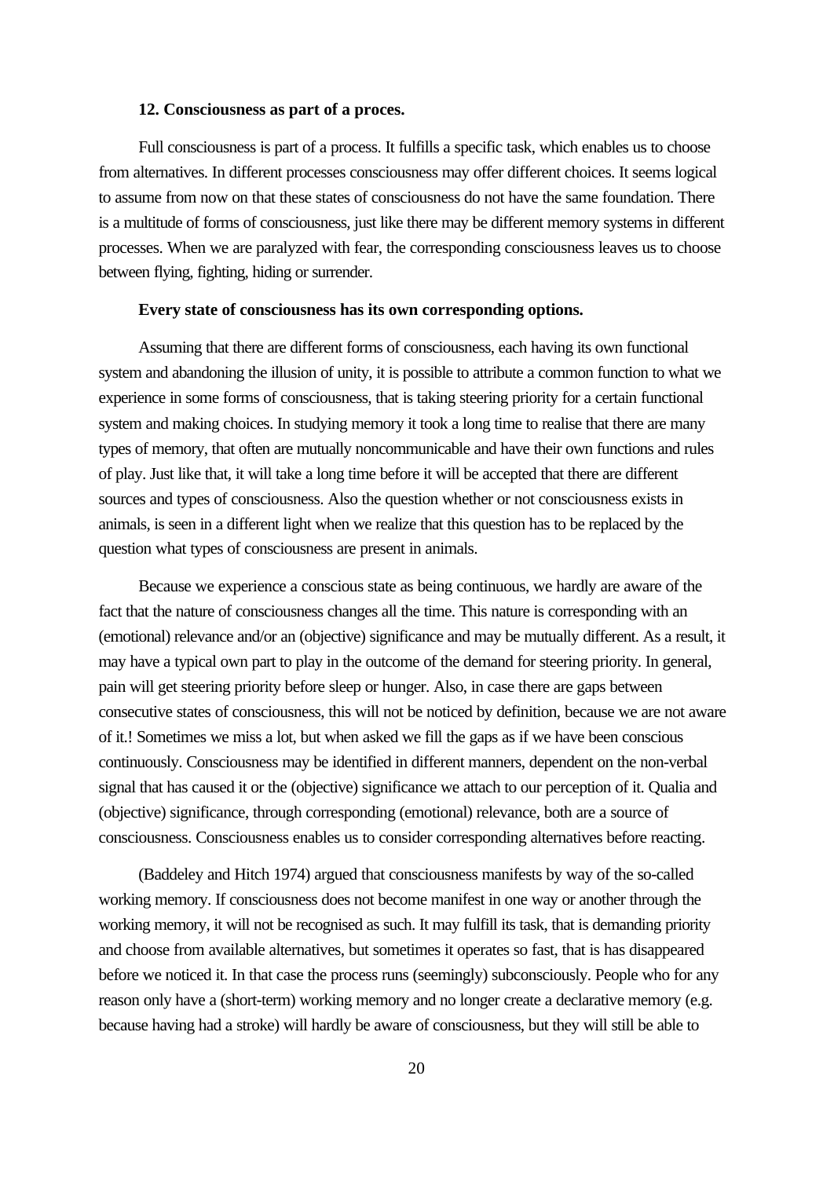### 12. Consciousness as part of a proces.

Full consciousness is part of a process. It fulfills a specific task, which enables us to choose from alternatives. In different processes consciousness may offer different choices. It seems logical to assume from now on that these states of consciousness do not have the same foundation. There is a multitude of forms of consciousness, just like there may be different memory systems in different processes. When we are paralyzed with fear, the corresponding consciousness leaves us to choose between flying, fighting, hiding or surrender.

**Every state of consciousness has its own corresponding options.**

Assuming that there are different forms of consciousness, each having its own functional system and abandoning the illusion of unity, it is possible to attribute a common function to what we experience in some forms of consciousness, that is taking steering priority for a certain functional system and making choices. In studying memory it took a long time to realise that there are many types of memory, that often are mutually noncommunicable and have their own functions and rules of play. Just like that, it will take a long time before it will be accepted that there are different sources and types of consciousness. Also the question whether or not consciousness exists in animals, is seen in a different light when we realize that this question has to be replaced by the question what types of consciousness are present in animals.

Because we experience a conscious state as being continuous, we hardly are aware of the fact that the nature of consciousness changes all the time. This nature is corresponding with an (emotional) relevance and/or an (objective) significance and may be mutually different. As a result, it may have a typical own part to play in the outcome of the demand for steering priority. In general, pain will get steering priority before sleep or hunger. Also, in case there are gaps between consecutive states of consciousness, this will not be noticed by definition, because we are not aware of it.! Sometimes we miss a lot, but when asked we fill the gaps as if we have been conscious continuously. Consciousness may be identified in different manners, dependent on the non-verbal signal that has caused it or the (objective) significance we attach to our perception of it. Qualia and (objective) significance, through corresponding (emotional) relevance, both are a source of consciousness. Consciousness enables us to consider corresponding alternatives before reacting.

(Baddeley and Hitch 1974) argued that consciousness manifests by way of the so-called working memory. If consciousness does not become manifest in one way or another through the working memory, it will not be recognised as such. It may fulfill its task, that is demanding priority and choose from available alternatives, but sometimes it operates so fast, that is has disappeared before we noticed it. In that case the process runs (seemingly) subconsciously. People who for any reason only have a (short-term) working memory and no longer create a declarative memory (e.g. because having had a stroke) will hardly be aware of consciousness, but they will still be able to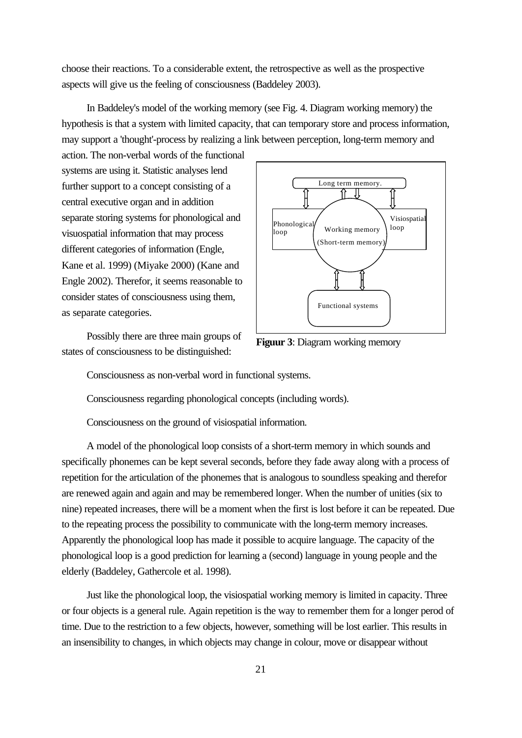choose their reactions. To a considerable extent, the retrospective as well as the prospective aspects will give us the feeling of consciousness (Baddeley 2003).

In Baddeley's model of the working memory (see Fig. 4. Diagram working memory) the hypothesis is that a system with limited capacity, that can temporary store and process information, may support a 'thought'-process by realizing a link between perception, long-term memory and action. The non-verbal words of the functional systems are using it. Statistic analyses lend further support to a concept consisting of a central executive organ and in addition separate storing systems for phonological and visuospatial information that may process different categories of information (Engle, Kane et al. 1999) (Miyake 2000) (Kane and Engle 2002). Therefor, it seems reasonable to consider states of consciousness using them, as separate categories.

Long term memory.

Phonological loop

Working memory (Short-term memory)

Visiospatial loop

Functional systems

**Figuur 3**: Diagram working memory

Possibly there are three main groups of states of consciousness to be distinguished:

Consciousness as non-verbal word in functional systems.

Consciousness regarding phonological concepts (including words).

Consciousness on the ground of visiospatial information.

A model of the phonological loop consists of a short-term memory in which sounds and specifically phonemes can be kept several seconds, before they fade away along with a process of repetition for the articulation of the phonemes that is analogous to soundless speaking and therefor are renewed again and again and may be remembered longer. When the number of unities (six to nine) repeated increases, there will be a moment when the first is lost before it can be repeated. Due to the repeating process the possibility to communicate with the long-term memory increases. Apparently the phonological loop has made it possible to acquire language. The capacity of the phonological loop is a good prediction for learning a (second) language in young people and the elderly (Baddeley, Gathercole et al. 1998).

Just like the phonological loop, the visiospatial working memory is limited in capacity. Three or four objects is a general rule. Again repetition is the way to remember them for a longer perod of time. Due to the restriction to a few objects, however, something will be lost earlier. This results in an insensibility to changes, in which objects may change in colour, move or disappear without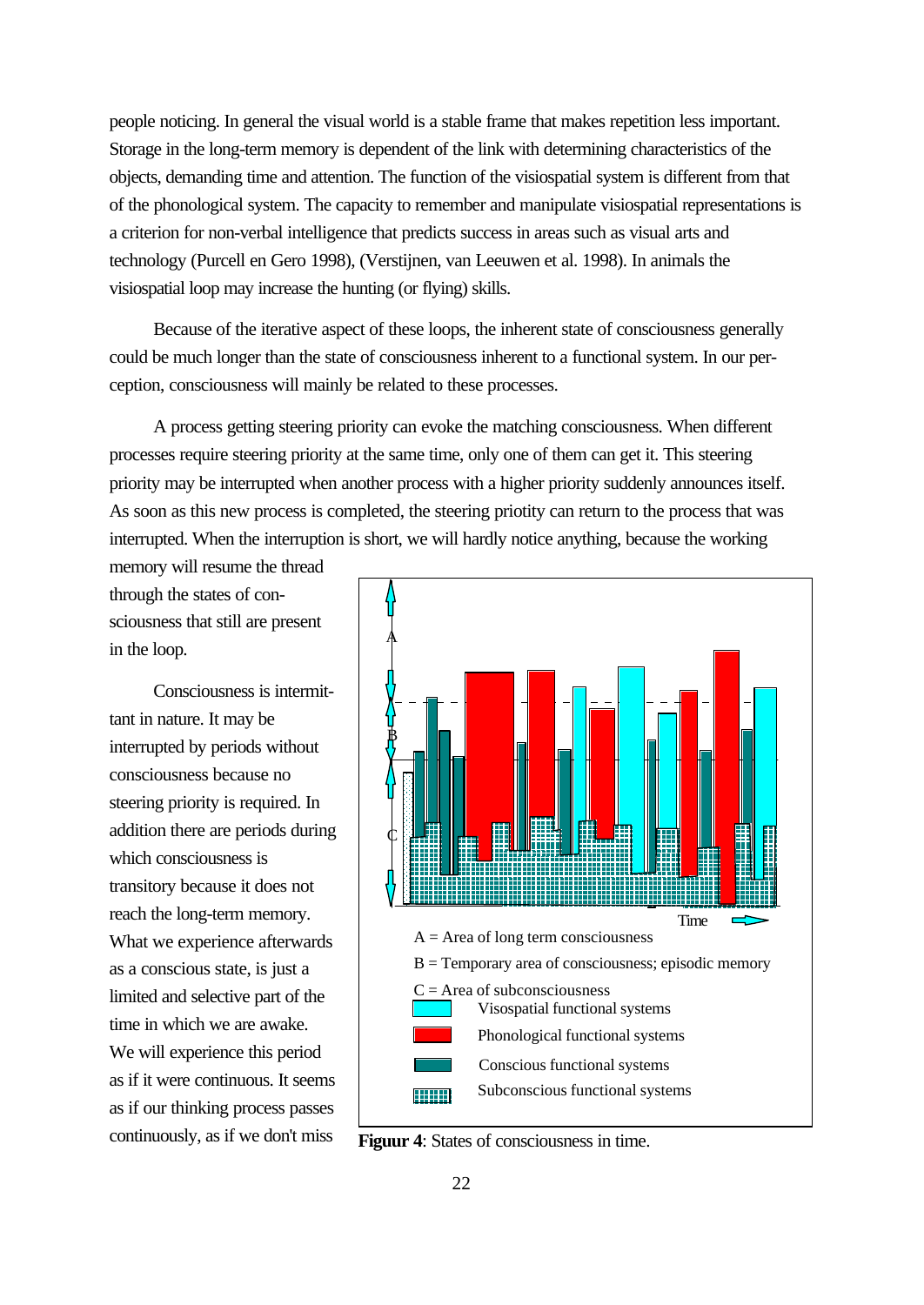people noticing. In general the visual world is a stable frame that makes repetition less important. Storage in the long-term memory is dependent of the link with determining characteristics of the objects, demanding time and attention. The function of the visiospatial system is different from that of the phonological system. The capacity to remember and manipulate visiospatial representations is a criterion for non-verbal intelligence that predicts success in areas such as visual arts and technology (Purcell en Gero 1998), (Verstijnen, van Leeuwen et al. 1998). In animals the visiospatial loop may increase the hunting (or flying) skills.

Because of the iterative aspect of these loops, the inherent state of consciousness generally could be much longer than the state of consciousness inherent to a functional system. In our perception, consciousness will mainly be related to these processes.

A process getting steering priority can evoke the matching consciousness. When different processes require steering priority at the same time, only one of them can get it. This steering priority may be interrupted when another process with a higher priority suddenly announces itself. As soon as this new process is completed, the steering priotity can return to the process that was interrupted. When the interruption is short, we will hardly notice anything, because the working memory will resume the thread through the states of consciousness that still are present in the loop.

Consciousness is intermittant in nature. It may be interrupted by periods without consciousness because no steering priority is required. In addition there are periods during which consciousness is transitory because it does not reach the long-term memory. What we experience afterwards as a conscious state, is just a limited and selective part of the time in which we are awake. We will experience this period as if it were continuous. It seems as if our thinking process passes continuously, as if we don't miss

A = Area of long term consciousness
B = Temporary area of consciousness; episodic memory
C = Area of subconsciousness
Visospatial functional systems
Phonological functional systems
Conscious functional systems
Subconscious functional systems

**Figuur 4**: States of consciousness in time.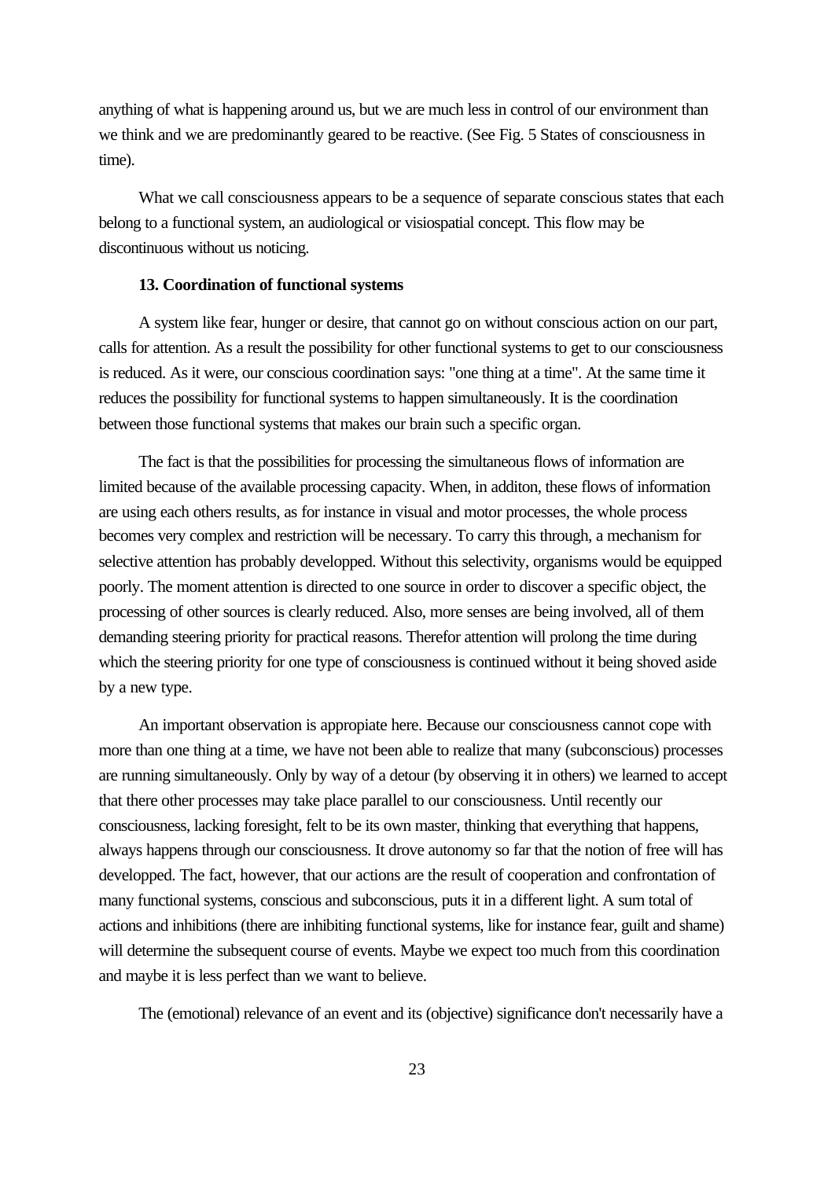anything of what is happening around us, but we are much less in control of our environment than we think and we are predominantly geared to be reactive. (See Fig. 5 States of consciousness in time).

What we call consciousness appears to be a sequence of separate conscious states that each belong to a functional system, an audiological or visiospatial concept. This flow may be discontinuous without us noticing.

**13. Coordination of functional systems**

A system like fear, hunger or desire, that cannot go on without conscious action on our part, calls for attention. As a result the possibility for other functional systems to get to our consciousness is reduced. As it were, our conscious coordination says: "one thing at a time". At the same time it reduces the possibility for functional systems to happen simultaneously. It is the coordination between those functional systems that makes our brain such a specific organ.

The fact is that the possibilities for processing the simultaneous flows of information are limited because of the available processing capacity. When, in additon, these flows of information are using each others results, as for instance in visual and motor processes, the whole process becomes very complex and restriction will be necessary. To carry this through, a mechanism for selective attention has probably developped. Without this selectivity, organisms would be equipped poorly. The moment attention is directed to one source in order to discover a specific object, the processing of other sources is clearly reduced. Also, more senses are being involved, all of them demanding steering priority for practical reasons. Therefor attention will prolong the time during which the steering priority for one type of consciousness is continued without it being shoved aside by a new type.

An important observation is appropiate here. Because our consciousness cannot cope with more than one thing at a time, we have not been able to realize that many (subconscious) processes are running simultaneously. Only by way of a detour (by observing it in others) we learned to accept that there other processes may take place parallel to our consciousness. Until recently our consciousness, lacking foresight, felt to be its own master, thinking that everything that happens, always happens through our consciousness. It drove autonomy so far that the notion of free will has developped. The fact, however, that our actions are the result of cooperation and confrontation of many functional systems, conscious and subconscious, puts it in a different light. A sum total of actions and inhibitions (there are inhibiting functional systems, like for instance fear, guilt and shame) will determine the subsequent course of events. Maybe we expect too much from this coordination and maybe it is less perfect than we want to believe.

The (emotional) relevance of an event and its (objective) significance don't necessarily have a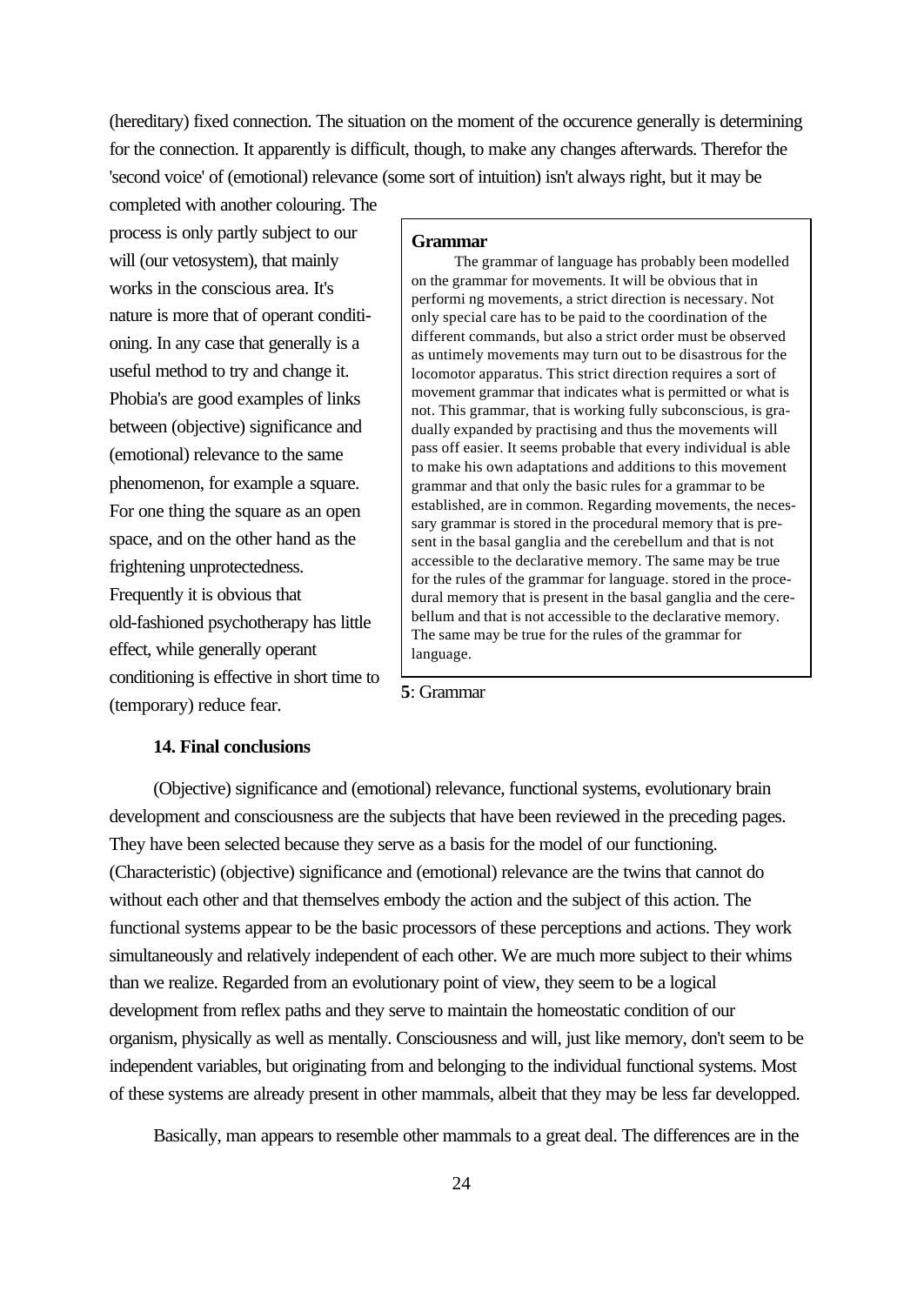(hereditary) fixed connection. The situation on the moment of the occurence generally is determining for the connection. It apparently is difficult, though, to make any changes afterwards. Therefor the 'second voice' of (emotional) relevance (some sort of intuition) isn't always right, but it may be completed with another colouring. The process is only partly subject to our will (our vetosystem), that mainly works in the conscious area. It's nature is more that of operant conditioning. In any case that generally is a useful method to try and change it. Phobia's are good examples of links between (objective) significance and (emotional) relevance to the same phenomenon, for example a square. For one thing the square as an open space, and on the other hand as the frightening unprotectedness. Frequently it is obvious that old-fashioned psychotherapy has little effect, while generally operant conditioning is effective in short time to (temporary) reduce fear.

> **Grammar**
>
> The grammar of language has probably been modelled on the grammar for movements. It will be obvious that in performi ng movements, a strict direction is necessary. Not only special care has to be paid to the coordination of the different commands, but also a strict order must be observed as untimely movements may turn out to be disastrous for the locomotor apparatus. This strict direction requires a sort of movement grammar that indicates what is permitted or what is not. This grammar, that is working fully subconscious, is gradually expanded by practising and thus the movements will pass off easier. It seems probable that every individual is able to make his own adaptations and additions to this movement grammar and that only the basic rules for a grammar to be established, are in common. Regarding movements, the necessary grammar is stored in the procedural memory that is present in the basal ganglia and the cerebellum and that is not accessible to the declarative memory. The same may be true for the rules of the grammar for language. stored in the procedural memory that is present in the basal ganglia and the cerebellum and that is not accessible to the declarative memory. The same may be true for the rules of the grammar for language.

**5**: Grammar

### 14. Final conclusions

(Objective) significance and (emotional) relevance, functional systems, evolutionary brain development and consciousness are the subjects that have been reviewed in the preceding pages. They have been selected because they serve as a basis for the model of our functioning. (Characteristic) (objective) significance and (emotional) relevance are the twins that cannot do without each other and that themselves embody the action and the subject of this action. The functional systems appear to be the basic processors of these perceptions and actions. They work simultaneously and relatively independent of each other. We are much more subject to their whims than we realize. Regarded from an evolutionary point of view, they seem to be a logical development from reflex paths and they serve to maintain the homeostatic condition of our organism, physically as well as mentally. Consciousness and will, just like memory, don't seem to be independent variables, but originating from and belonging to the individual functional systems. Most of these systems are already present in other mammals, albeit that they may be less far developped.

Basically, man appears to resemble other mammals to a great deal. The differences are in the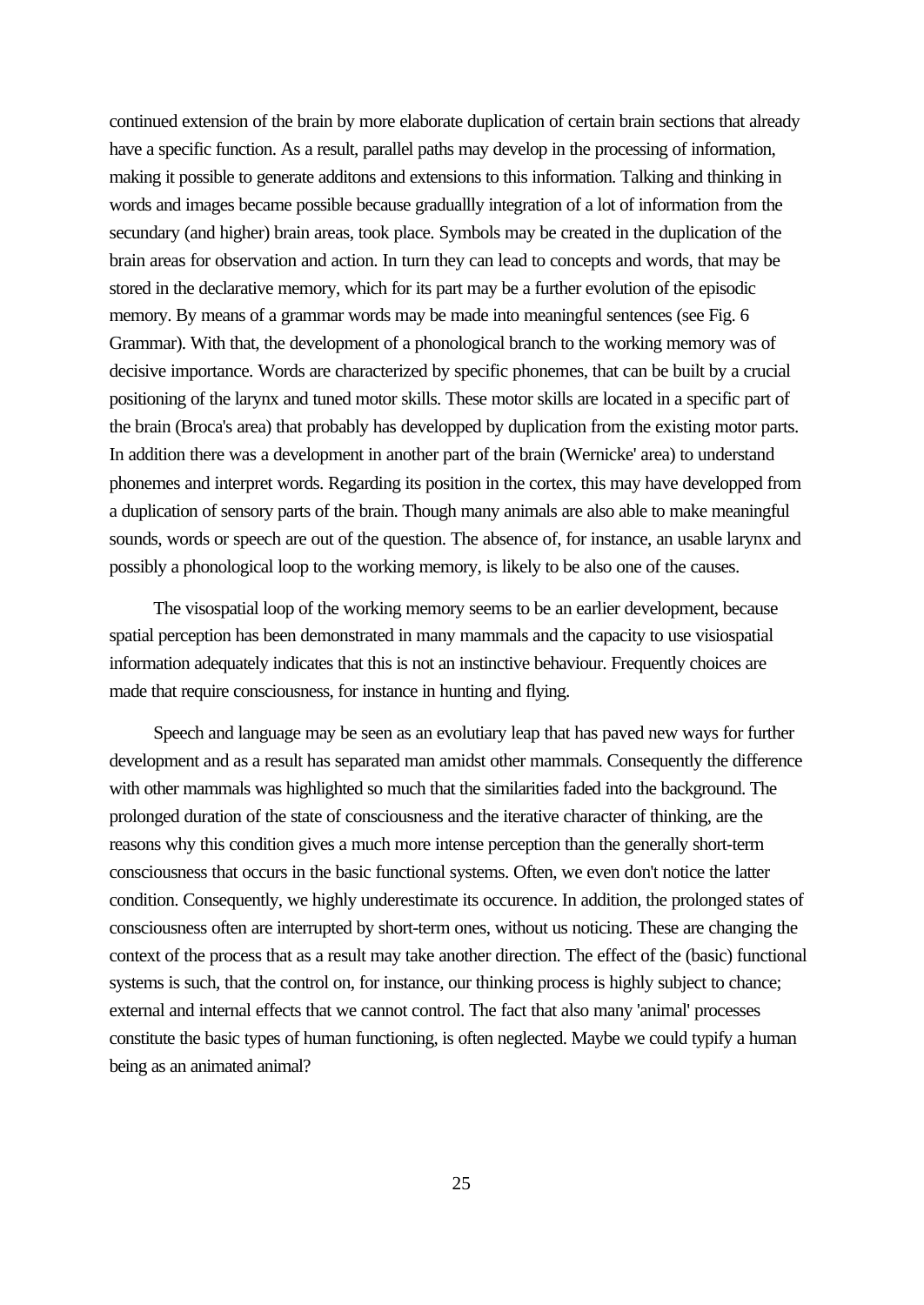continued extension of the brain by more elaborate duplication of certain brain sections that already have a specific function. As a result, parallel paths may develop in the processing of information, making it possible to generate additons and extensions to this information. Talking and thinking in words and images became possible because graduallly integration of a lot of information from the secundary (and higher) brain areas, took place. Symbols may be created in the duplication of the brain areas for observation and action. In turn they can lead to concepts and words, that may be stored in the declarative memory, which for its part may be a further evolution of the episodic memory. By means of a grammar words may be made into meaningful sentences (see Fig. 6 Grammar). With that, the development of a phonological branch to the working memory was of decisive importance. Words are characterized by specific phonemes, that can be built by a crucial positioning of the larynx and tuned motor skills. These motor skills are located in a specific part of the brain (Broca's area) that probably has developped by duplication from the existing motor parts. In addition there was a development in another part of the brain (Wernicke' area) to understand phonemes and interpret words. Regarding its position in the cortex, this may have developped from a duplication of sensory parts of the brain. Though many animals are also able to make meaningful sounds, words or speech are out of the question. The absence of, for instance, an usable larynx and possibly a phonological loop to the working memory, is likely to be also one of the causes.

The visospatial loop of the working memory seems to be an earlier development, because spatial perception has been demonstrated in many mammals and the capacity to use visiospatial information adequately indicates that this is not an instinctive behaviour. Frequently choices are made that require consciousness, for instance in hunting and flying.

Speech and language may be seen as an evolutiary leap that has paved new ways for further development and as a result has separated man amidst other mammals. Consequently the difference with other mammals was highlighted so much that the similarities faded into the background. The prolonged duration of the state of consciousness and the iterative character of thinking, are the reasons why this condition gives a much more intense perception than the generally short-term consciousness that occurs in the basic functional systems. Often, we even don't notice the latter condition. Consequently, we highly underestimate its occurence. In addition, the prolonged states of consciousness often are interrupted by short-term ones, without us noticing. These are changing the context of the process that as a result may take another direction. The effect of the (basic) functional systems is such, that the control on, for instance, our thinking process is highly subject to chance; external and internal effects that we cannot control. The fact that also many 'animal' processes constitute the basic types of human functioning, is often neglected. Maybe we could typify a human being as an animated animal?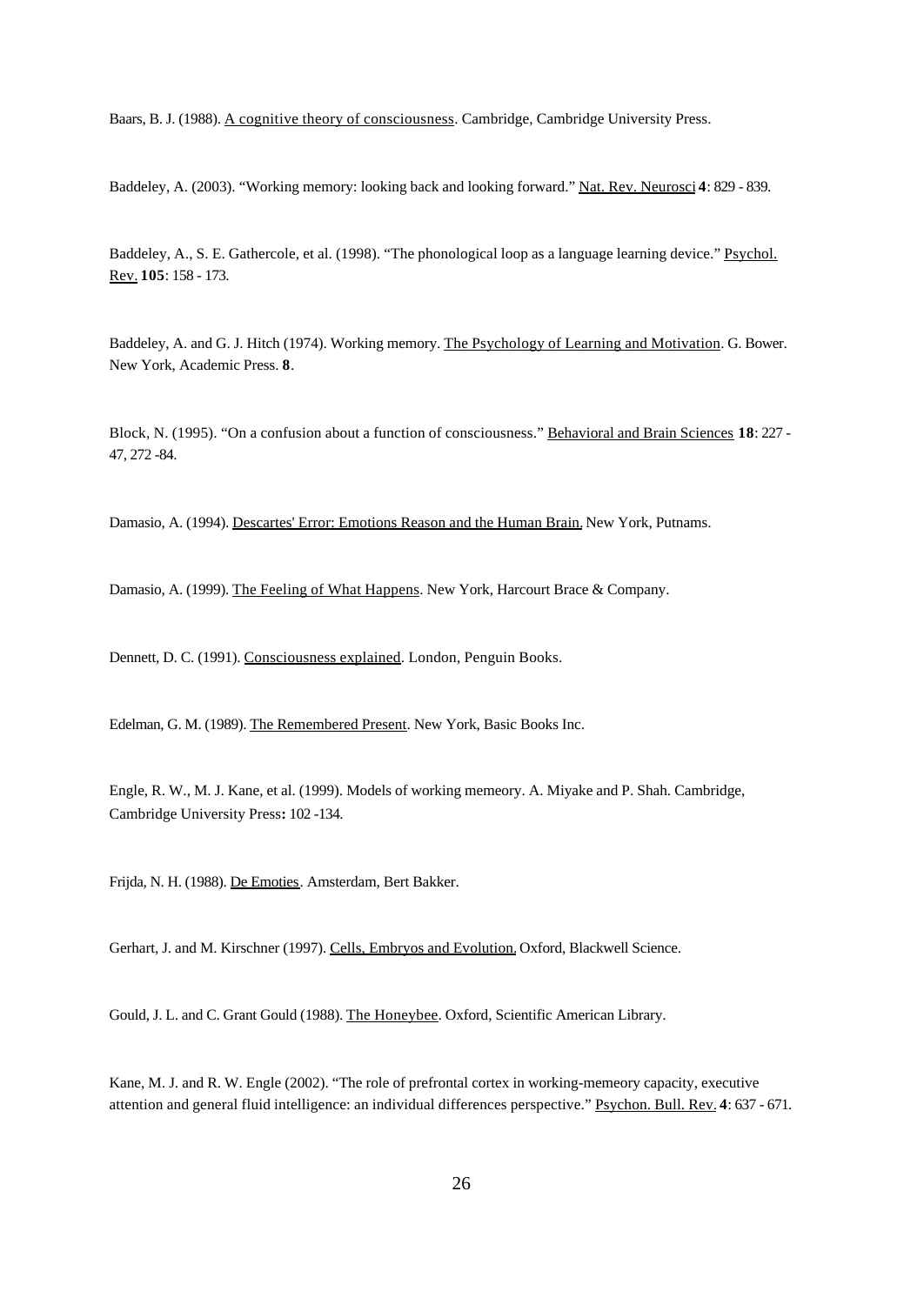Baars, B. J. (1988). A cognitive theory of consciousness. Cambridge, Cambridge University Press.

Baddeley, A. (2003). "Working memory: looking back and looking forward." Nat. Rev. Neurosci **4**: 829 - 839.

Baddeley, A., S. E. Gathercole, et al. (1998). "The phonological loop as a language learning device." Psychol. Rev. **105**: 158 - 173.

Baddeley, A. and G. J. Hitch (1974). Working memory. The Psychology of Learning and Motivation. G. Bower. New York, Academic Press. **8**.

Block, N. (1995). "On a confusion about a function of consciousness." Behavioral and Brain Sciences **18**: 227 - 47, 272 -84.

Damasio, A. (1994). Descartes' Error: Emotions Reason and the Human Brain. New York, Putnams.

Damasio, A. (1999). The Feeling of What Happens. New York, Harcourt Brace & Company.

Dennett, D. C. (1991). Consciousness explained. London, Penguin Books.

Edelman, G. M. (1989). The Remembered Present. New York, Basic Books Inc.

Engle, R. W., M. J. Kane, et al. (1999). Models of working memeory. A. Miyake and P. Shah. Cambridge, Cambridge University Press**:** 102 -134.

Frijda, N. H. (1988). De Emoties. Amsterdam, Bert Bakker.

Gerhart, J. and M. Kirschner (1997). Cells, Embryos and Evolution. Oxford, Blackwell Science.

Gould, J. L. and C. Grant Gould (1988). The Honeybee. Oxford, Scientific American Library.

Kane, M. J. and R. W. Engle (2002). "The role of prefrontal cortex in working-memeory capacity, executive attention and general fluid intelligence: an individual differences perspective." Psychon. Bull. Rev. **4**: 637 - 671.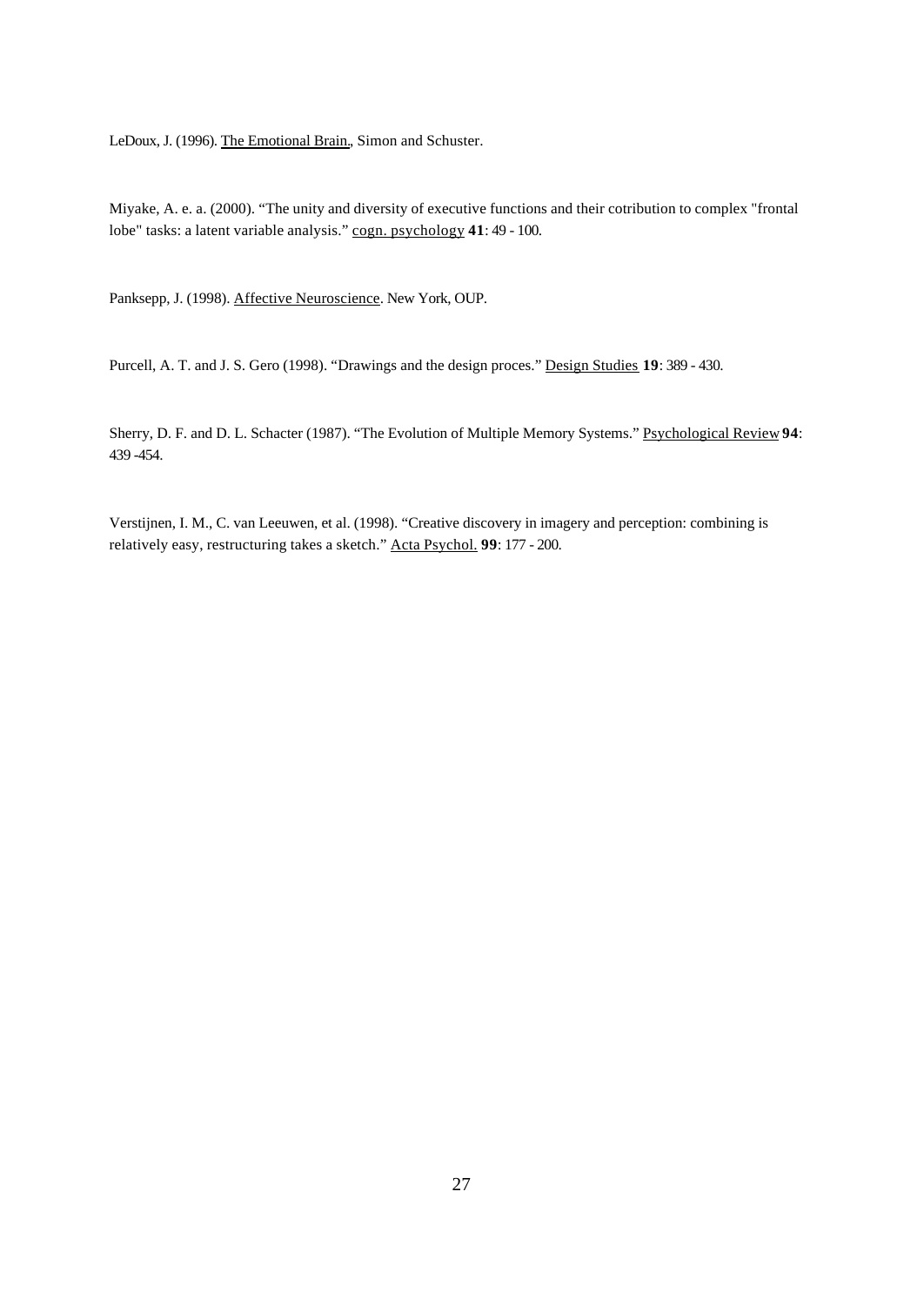LeDoux, J. (1996). The Emotional Brain., Simon and Schuster.

Miyake, A. e. a. (2000). "The unity and diversity of executive functions and their cotribution to complex "frontal lobe" tasks: a latent variable analysis." cogn. psychology **41**: 49 - 100.

Panksepp, J. (1998). Affective Neuroscience. New York, OUP.

Purcell, A. T. and J. S. Gero (1998). "Drawings and the design proces." Design Studies **19**: 389 - 430.

Sherry, D. F. and D. L. Schacter (1987). "The Evolution of Multiple Memory Systems." Psychological Review **94**: 439 -454.

Verstijnen, I. M., C. van Leeuwen, et al. (1998). "Creative discovery in imagery and perception: combining is relatively easy, restructuring takes a sketch." Acta Psychol. **99**: 177 - 200.